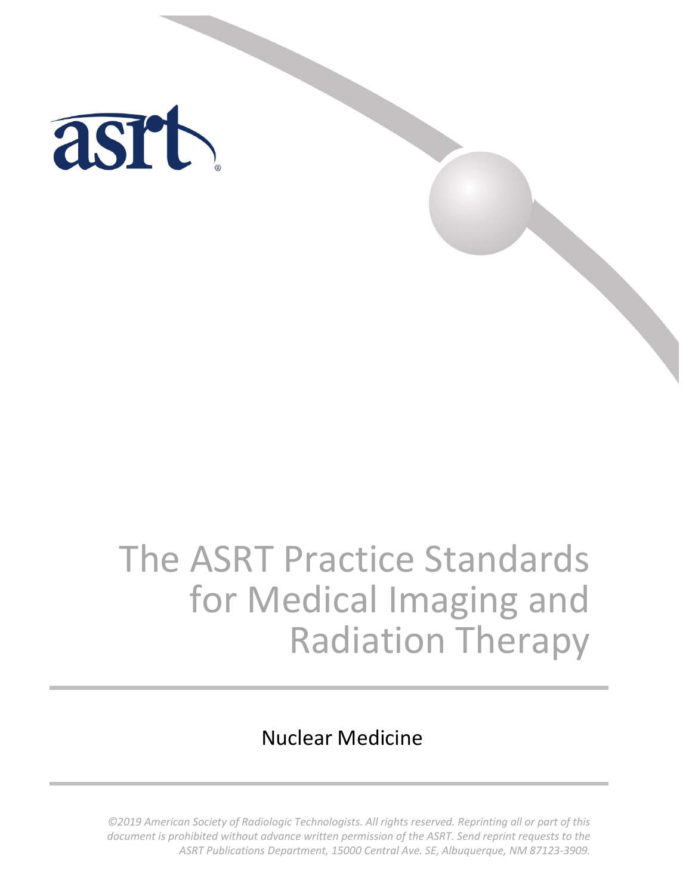asrt®

# The ASRT Practice Standards for Medical Imaging and Radiation Therapy

## Nuclear Medicine

*©2019 American Society of Radiologic Technologists. All rights reserved. Reprinting all or part of this document is prohibited without advance written permission of the ASRT. Send reprint requests to the ASRT Publications Department, 15000 Central Ave. SE, Albuquerque, NM 87123-3909.*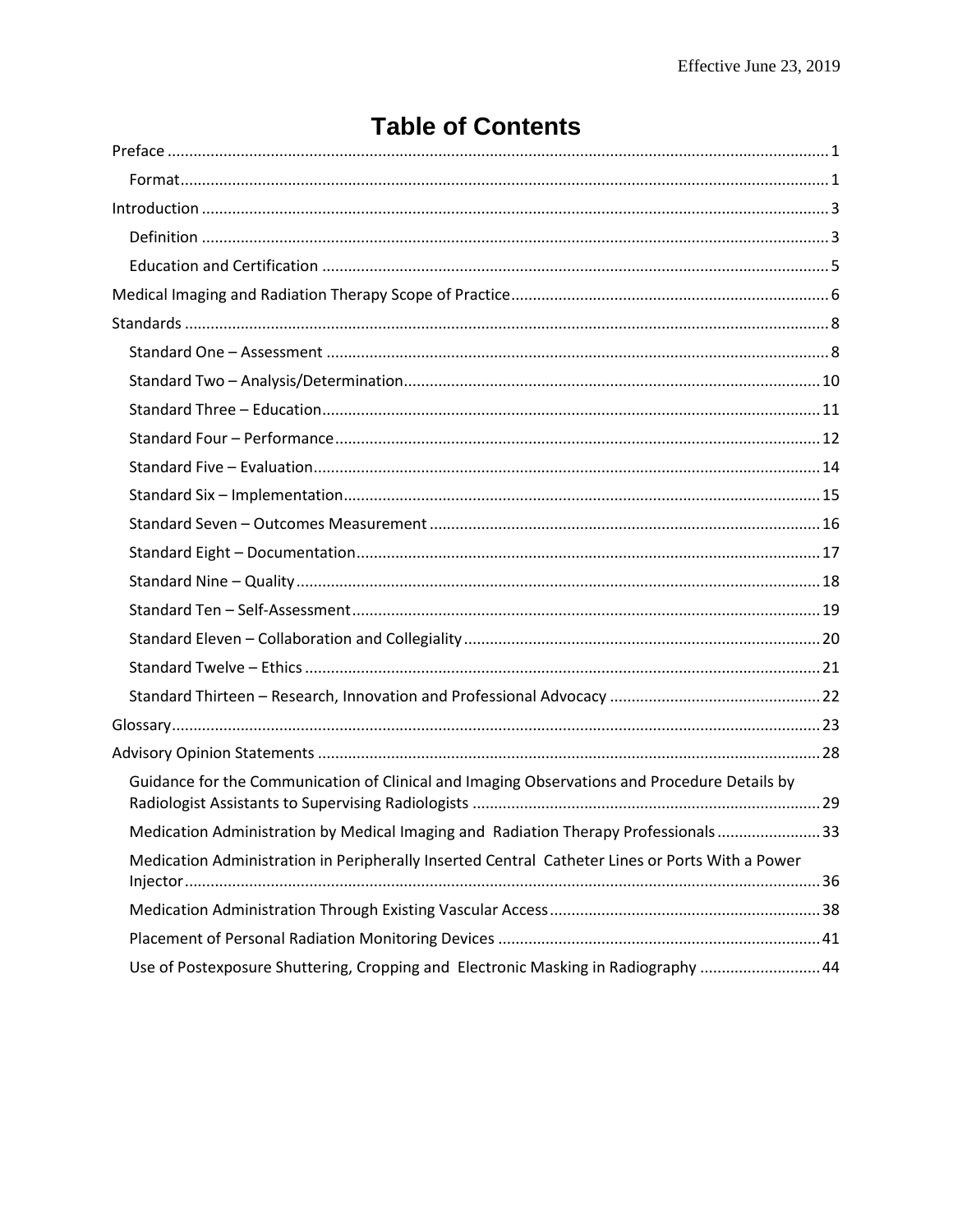# Table of Contents

- Preface ........ 1
  - Format ........ 1
- Introduction ........ 3
  - Definition ........ 3
  - Education and Certification ........ 5
- Medical Imaging and Radiation Therapy Scope of Practice ........ 6
- Standards ........ 8
  - Standard One – Assessment ........ 8
  - Standard Two – Analysis/Determination ........ 10
  - Standard Three – Education ........ 11
  - Standard Four – Performance ........ 12
  - Standard Five – Evaluation ........ 14
  - Standard Six – Implementation ........ 15
  - Standard Seven – Outcomes Measurement ........ 16
  - Standard Eight – Documentation ........ 17
  - Standard Nine – Quality ........ 18
  - Standard Ten – Self-Assessment ........ 19
  - Standard Eleven – Collaboration and Collegiality ........ 20
  - Standard Twelve – Ethics ........ 21
  - Standard Thirteen – Research, Innovation and Professional Advocacy ........ 22
- Glossary ........ 23
- Advisory Opinion Statements ........ 28
  - Guidance for the Communication of Clinical and Imaging Observations and Procedure Details by Radiologist Assistants to Supervising Radiologists ........ 29
  - Medication Administration by Medical Imaging and Radiation Therapy Professionals ........ 33
  - Medication Administration in Peripherally Inserted Central Catheter Lines or Ports With a Power Injector ........ 36
  - Medication Administration Through Existing Vascular Access ........ 38
  - Placement of Personal Radiation Monitoring Devices ........ 41
  - Use of Postexposure Shuttering, Cropping and Electronic Masking in Radiography ........ 44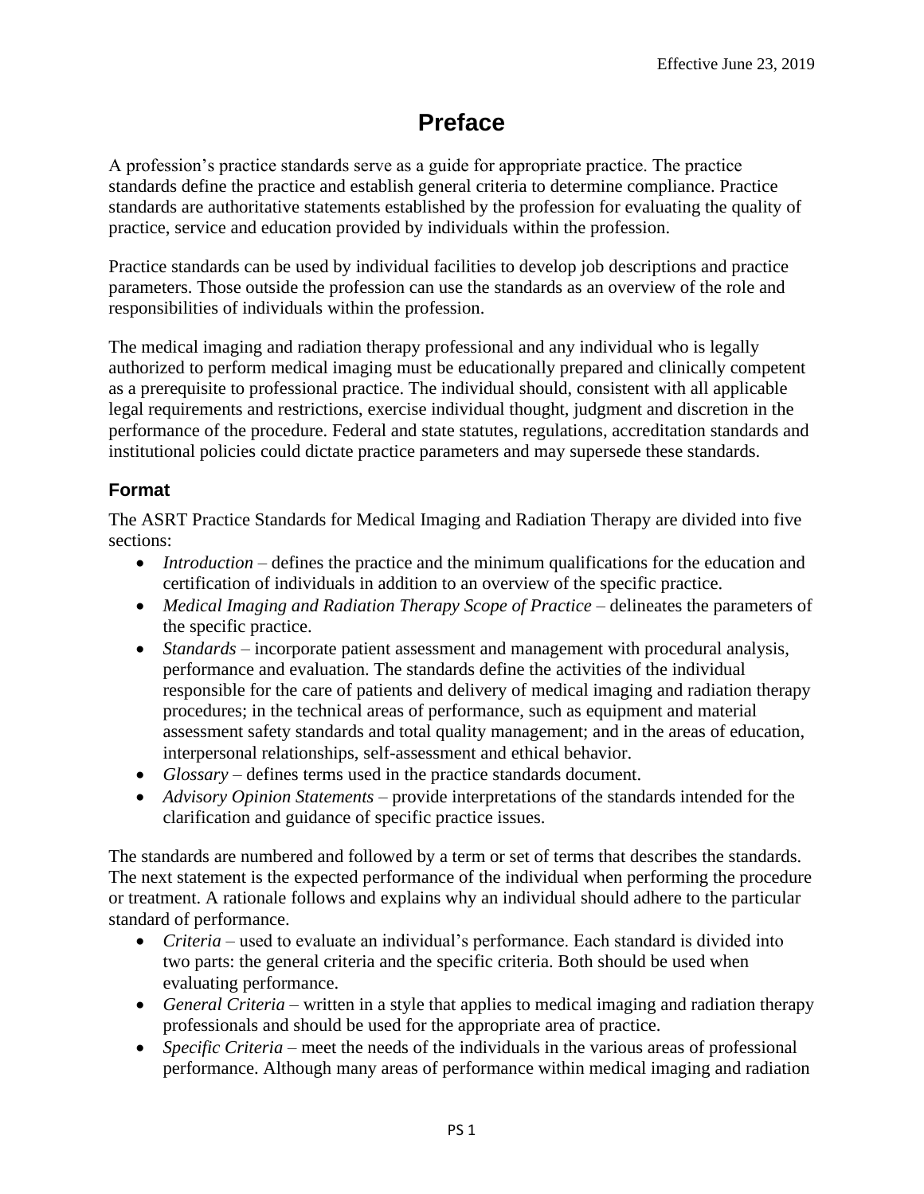Effective June 23, 2019

# Preface

A profession's practice standards serve as a guide for appropriate practice. The practice standards define the practice and establish general criteria to determine compliance. Practice standards are authoritative statements established by the profession for evaluating the quality of practice, service and education provided by individuals within the profession.

Practice standards can be used by individual facilities to develop job descriptions and practice parameters. Those outside the profession can use the standards as an overview of the role and responsibilities of individuals within the profession.

The medical imaging and radiation therapy professional and any individual who is legally authorized to perform medical imaging must be educationally prepared and clinically competent as a prerequisite to professional practice. The individual should, consistent with all applicable legal requirements and restrictions, exercise individual thought, judgment and discretion in the performance of the procedure. Federal and state statutes, regulations, accreditation standards and institutional policies could dictate practice parameters and may supersede these standards.

## Format

The ASRT Practice Standards for Medical Imaging and Radiation Therapy are divided into five sections:

- *Introduction* – defines the practice and the minimum qualifications for the education and certification of individuals in addition to an overview of the specific practice.
- *Medical Imaging and Radiation Therapy Scope of Practice* – delineates the parameters of the specific practice.
- *Standards* – incorporate patient assessment and management with procedural analysis, performance and evaluation. The standards define the activities of the individual responsible for the care of patients and delivery of medical imaging and radiation therapy procedures; in the technical areas of performance, such as equipment and material assessment safety standards and total quality management; and in the areas of education, interpersonal relationships, self-assessment and ethical behavior.
- *Glossary* – defines terms used in the practice standards document.
- *Advisory Opinion Statements* – provide interpretations of the standards intended for the clarification and guidance of specific practice issues.

The standards are numbered and followed by a term or set of terms that describes the standards. The next statement is the expected performance of the individual when performing the procedure or treatment. A rationale follows and explains why an individual should adhere to the particular standard of performance.

- *Criteria* – used to evaluate an individual's performance. Each standard is divided into two parts: the general criteria and the specific criteria. Both should be used when evaluating performance.
- *General Criteria* – written in a style that applies to medical imaging and radiation therapy professionals and should be used for the appropriate area of practice.
- *Specific Criteria* – meet the needs of the individuals in the various areas of professional performance. Although many areas of performance within medical imaging and radiation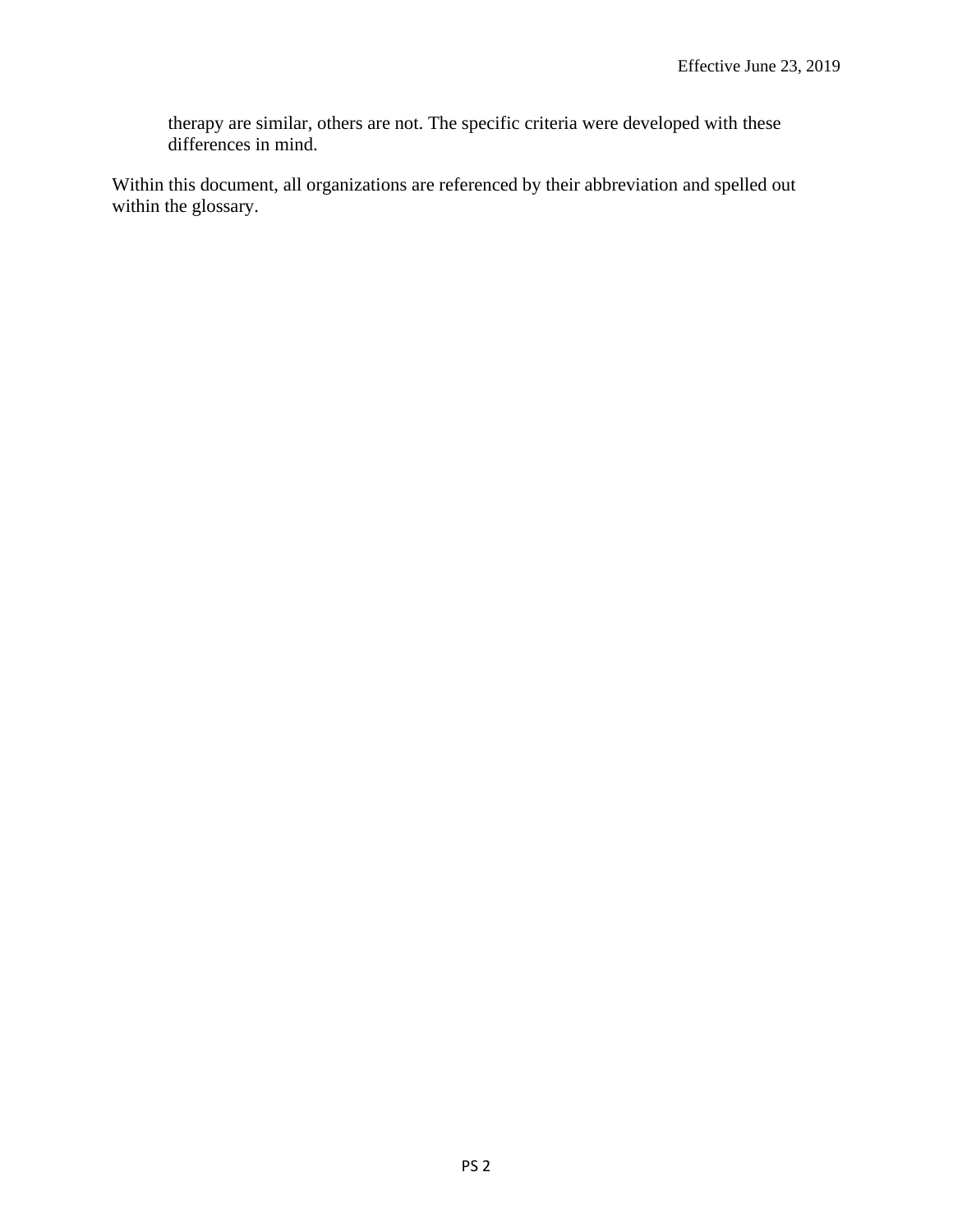therapy are similar, others are not. The specific criteria were developed with these differences in mind.

Within this document, all organizations are referenced by their abbreviation and spelled out within the glossary.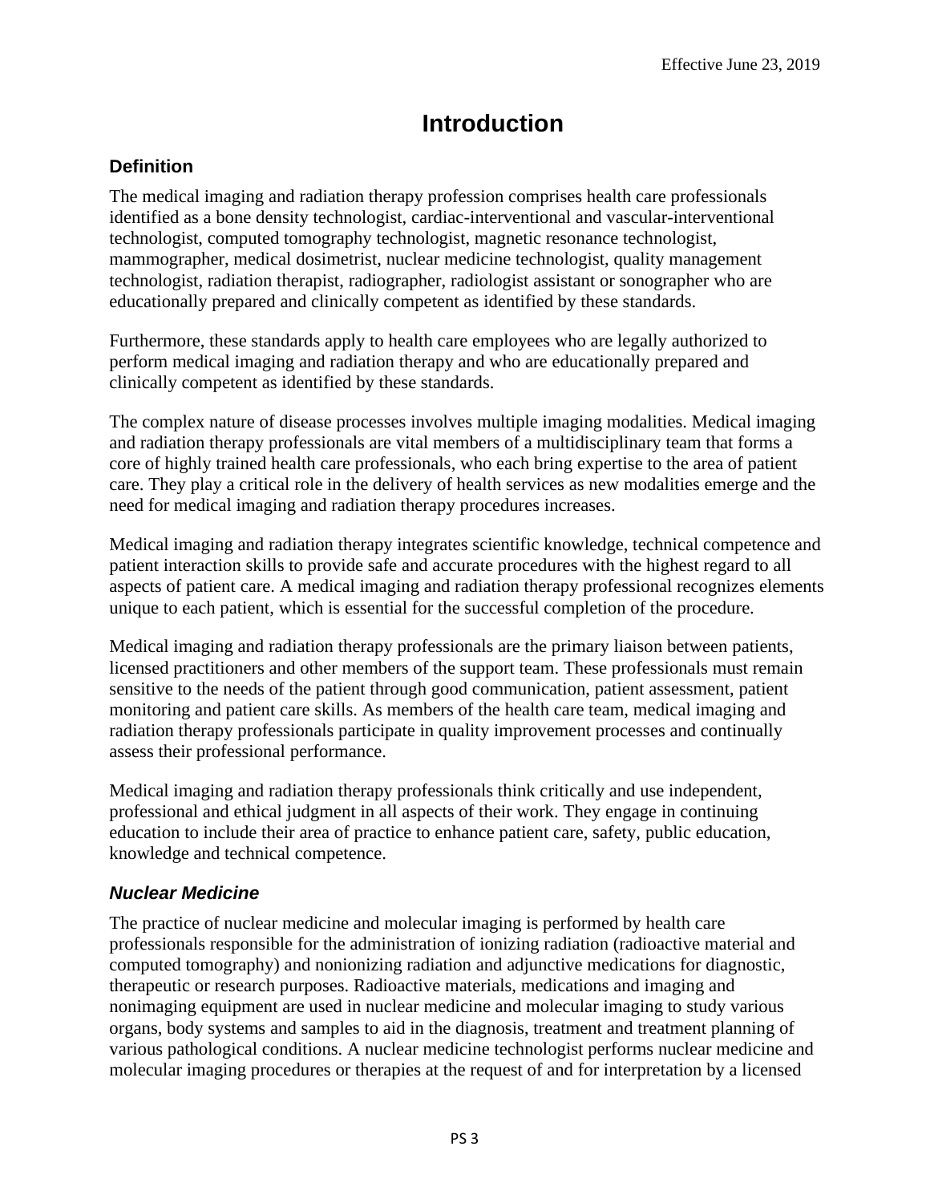Effective June 23, 2019

# Introduction

## Definition

The medical imaging and radiation therapy profession comprises health care professionals identified as a bone density technologist, cardiac-interventional and vascular-interventional technologist, computed tomography technologist, magnetic resonance technologist, mammographer, medical dosimetrist, nuclear medicine technologist, quality management technologist, radiation therapist, radiographer, radiologist assistant or sonographer who are educationally prepared and clinically competent as identified by these standards.

Furthermore, these standards apply to health care employees who are legally authorized to perform medical imaging and radiation therapy and who are educationally prepared and clinically competent as identified by these standards.

The complex nature of disease processes involves multiple imaging modalities. Medical imaging and radiation therapy professionals are vital members of a multidisciplinary team that forms a core of highly trained health care professionals, who each bring expertise to the area of patient care. They play a critical role in the delivery of health services as new modalities emerge and the need for medical imaging and radiation therapy procedures increases.

Medical imaging and radiation therapy integrates scientific knowledge, technical competence and patient interaction skills to provide safe and accurate procedures with the highest regard to all aspects of patient care. A medical imaging and radiation therapy professional recognizes elements unique to each patient, which is essential for the successful completion of the procedure.

Medical imaging and radiation therapy professionals are the primary liaison between patients, licensed practitioners and other members of the support team. These professionals must remain sensitive to the needs of the patient through good communication, patient assessment, patient monitoring and patient care skills. As members of the health care team, medical imaging and radiation therapy professionals participate in quality improvement processes and continually assess their professional performance.

Medical imaging and radiation therapy professionals think critically and use independent, professional and ethical judgment in all aspects of their work. They engage in continuing education to include their area of practice to enhance patient care, safety, public education, knowledge and technical competence.

### *Nuclear Medicine*

The practice of nuclear medicine and molecular imaging is performed by health care professionals responsible for the administration of ionizing radiation (radioactive material and computed tomography) and nonionizing radiation and adjunctive medications for diagnostic, therapeutic or research purposes. Radioactive materials, medications and imaging and nonimaging equipment are used in nuclear medicine and molecular imaging to study various organs, body systems and samples to aid in the diagnosis, treatment and treatment planning of various pathological conditions. A nuclear medicine technologist performs nuclear medicine and molecular imaging procedures or therapies at the request of and for interpretation by a licensed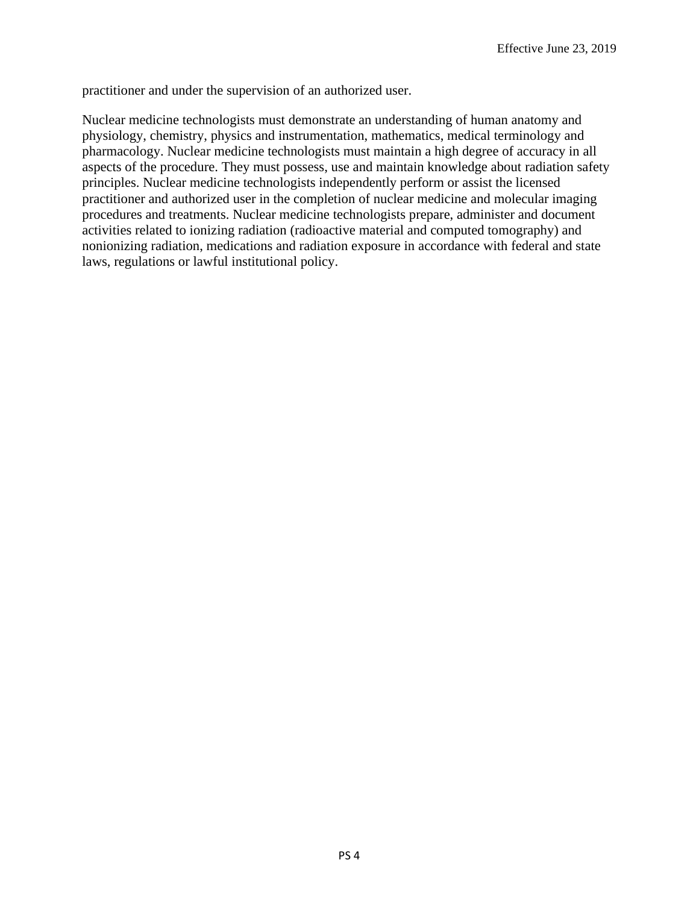practitioner and under the supervision of an authorized user.

Nuclear medicine technologists must demonstrate an understanding of human anatomy and physiology, chemistry, physics and instrumentation, mathematics, medical terminology and pharmacology. Nuclear medicine technologists must maintain a high degree of accuracy in all aspects of the procedure. They must possess, use and maintain knowledge about radiation safety principles. Nuclear medicine technologists independently perform or assist the licensed practitioner and authorized user in the completion of nuclear medicine and molecular imaging procedures and treatments. Nuclear medicine technologists prepare, administer and document activities related to ionizing radiation (radioactive material and computed tomography) and nonionizing radiation, medications and radiation exposure in accordance with federal and state laws, regulations or lawful institutional policy.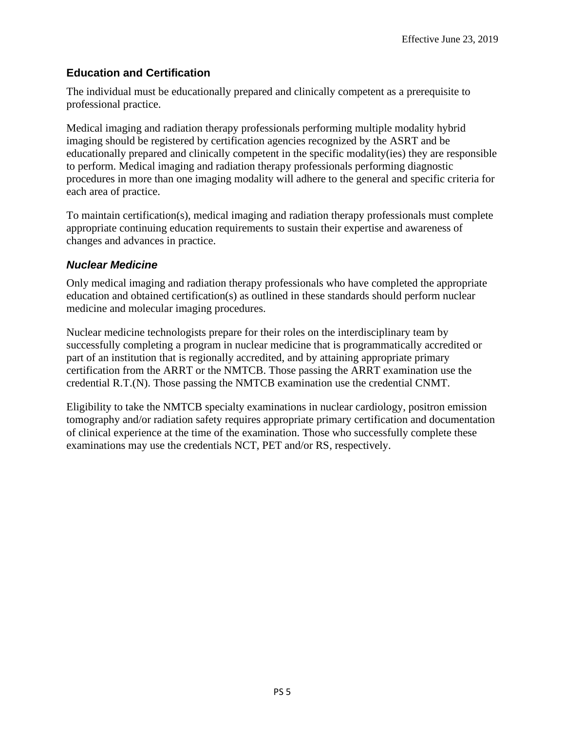## Education and Certification

The individual must be educationally prepared and clinically competent as a prerequisite to professional practice.

Medical imaging and radiation therapy professionals performing multiple modality hybrid imaging should be registered by certification agencies recognized by the ASRT and be educationally prepared and clinically competent in the specific modality(ies) they are responsible to perform. Medical imaging and radiation therapy professionals performing diagnostic procedures in more than one imaging modality will adhere to the general and specific criteria for each area of practice.

To maintain certification(s), medical imaging and radiation therapy professionals must complete appropriate continuing education requirements to sustain their expertise and awareness of changes and advances in practice.

### *Nuclear Medicine*

Only medical imaging and radiation therapy professionals who have completed the appropriate education and obtained certification(s) as outlined in these standards should perform nuclear medicine and molecular imaging procedures.

Nuclear medicine technologists prepare for their roles on the interdisciplinary team by successfully completing a program in nuclear medicine that is programmatically accredited or part of an institution that is regionally accredited, and by attaining appropriate primary certification from the ARRT or the NMTCB. Those passing the ARRT examination use the credential R.T.(N). Those passing the NMTCB examination use the credential CNMT.

Eligibility to take the NMTCB specialty examinations in nuclear cardiology, positron emission tomography and/or radiation safety requires appropriate primary certification and documentation of clinical experience at the time of the examination. Those who successfully complete these examinations may use the credentials NCT, PET and/or RS, respectively.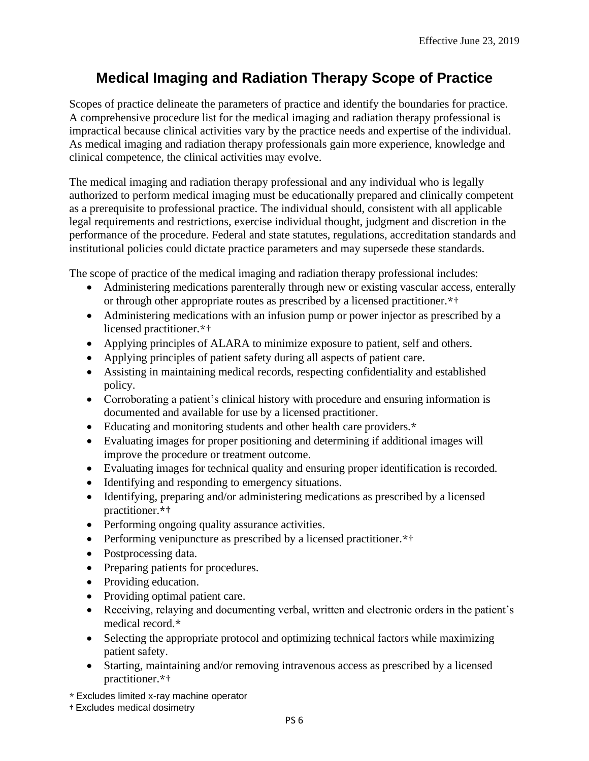Effective June 23, 2019

# Medical Imaging and Radiation Therapy Scope of Practice

Scopes of practice delineate the parameters of practice and identify the boundaries for practice. A comprehensive procedure list for the medical imaging and radiation therapy professional is impractical because clinical activities vary by the practice needs and expertise of the individual. As medical imaging and radiation therapy professionals gain more experience, knowledge and clinical competence, the clinical activities may evolve.

The medical imaging and radiation therapy professional and any individual who is legally authorized to perform medical imaging must be educationally prepared and clinically competent as a prerequisite to professional practice. The individual should, consistent with all applicable legal requirements and restrictions, exercise individual thought, judgment and discretion in the performance of the procedure. Federal and state statutes, regulations, accreditation standards and institutional policies could dictate practice parameters and may supersede these standards.

The scope of practice of the medical imaging and radiation therapy professional includes:

- Administering medications parenterally through new or existing vascular access, enterally or through other appropriate routes as prescribed by a licensed practitioner.*†
- Administering medications with an infusion pump or power injector as prescribed by a licensed practitioner.*†
- Applying principles of ALARA to minimize exposure to patient, self and others.
- Applying principles of patient safety during all aspects of patient care.
- Assisting in maintaining medical records, respecting confidentiality and established policy.
- Corroborating a patient's clinical history with procedure and ensuring information is documented and available for use by a licensed practitioner.
- Educating and monitoring students and other health care providers.*
- Evaluating images for proper positioning and determining if additional images will improve the procedure or treatment outcome.
- Evaluating images for technical quality and ensuring proper identification is recorded.
- Identifying and responding to emergency situations.
- Identifying, preparing and/or administering medications as prescribed by a licensed practitioner.*†
- Performing ongoing quality assurance activities.
- Performing venipuncture as prescribed by a licensed practitioner.*†
- Postprocessing data.
- Preparing patients for procedures.
- Providing education.
- Providing optimal patient care.
- Receiving, relaying and documenting verbal, written and electronic orders in the patient's medical record.*
- Selecting the appropriate protocol and optimizing technical factors while maximizing patient safety.
- Starting, maintaining and/or removing intravenous access as prescribed by a licensed practitioner.*†

\* Excludes limited x-ray machine operator

† Excludes medical dosimetry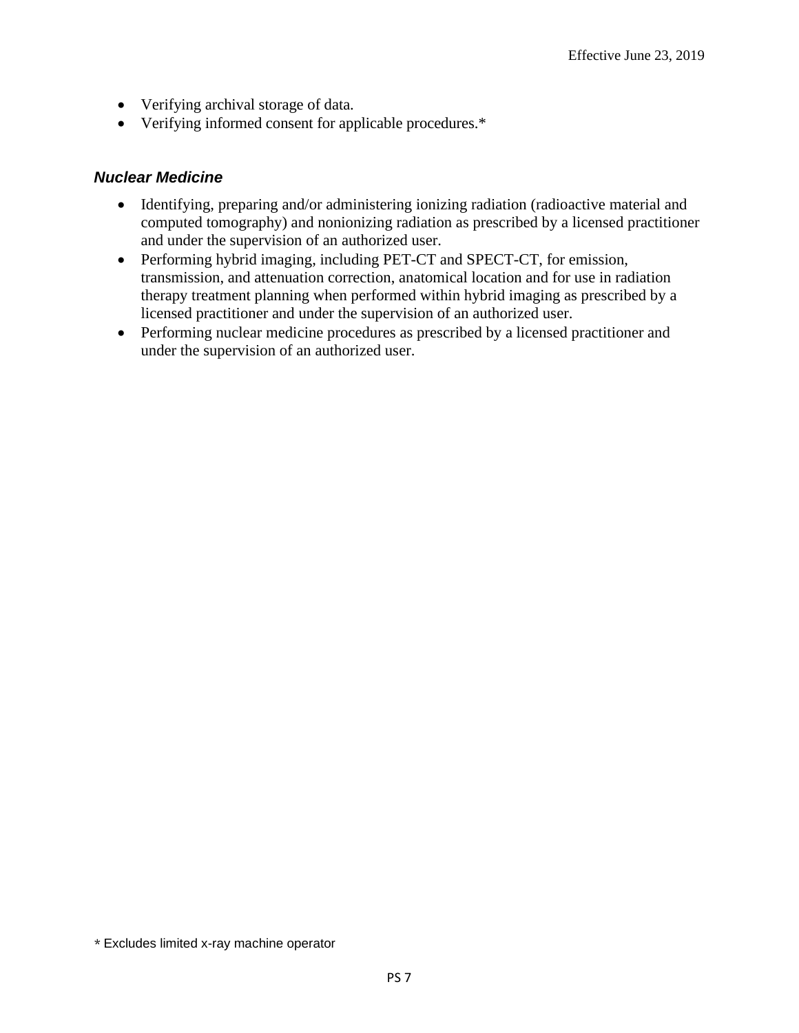- Verifying archival storage of data.
- Verifying informed consent for applicable procedures.*

### *Nuclear Medicine*

- Identifying, preparing and/or administering ionizing radiation (radioactive material and computed tomography) and nonionizing radiation as prescribed by a licensed practitioner and under the supervision of an authorized user.
- Performing hybrid imaging, including PET-CT and SPECT-CT, for emission, transmission, and attenuation correction, anatomical location and for use in radiation therapy treatment planning when performed within hybrid imaging as prescribed by a licensed practitioner and under the supervision of an authorized user.
- Performing nuclear medicine procedures as prescribed by a licensed practitioner and under the supervision of an authorized user.

\* Excludes limited x-ray machine operator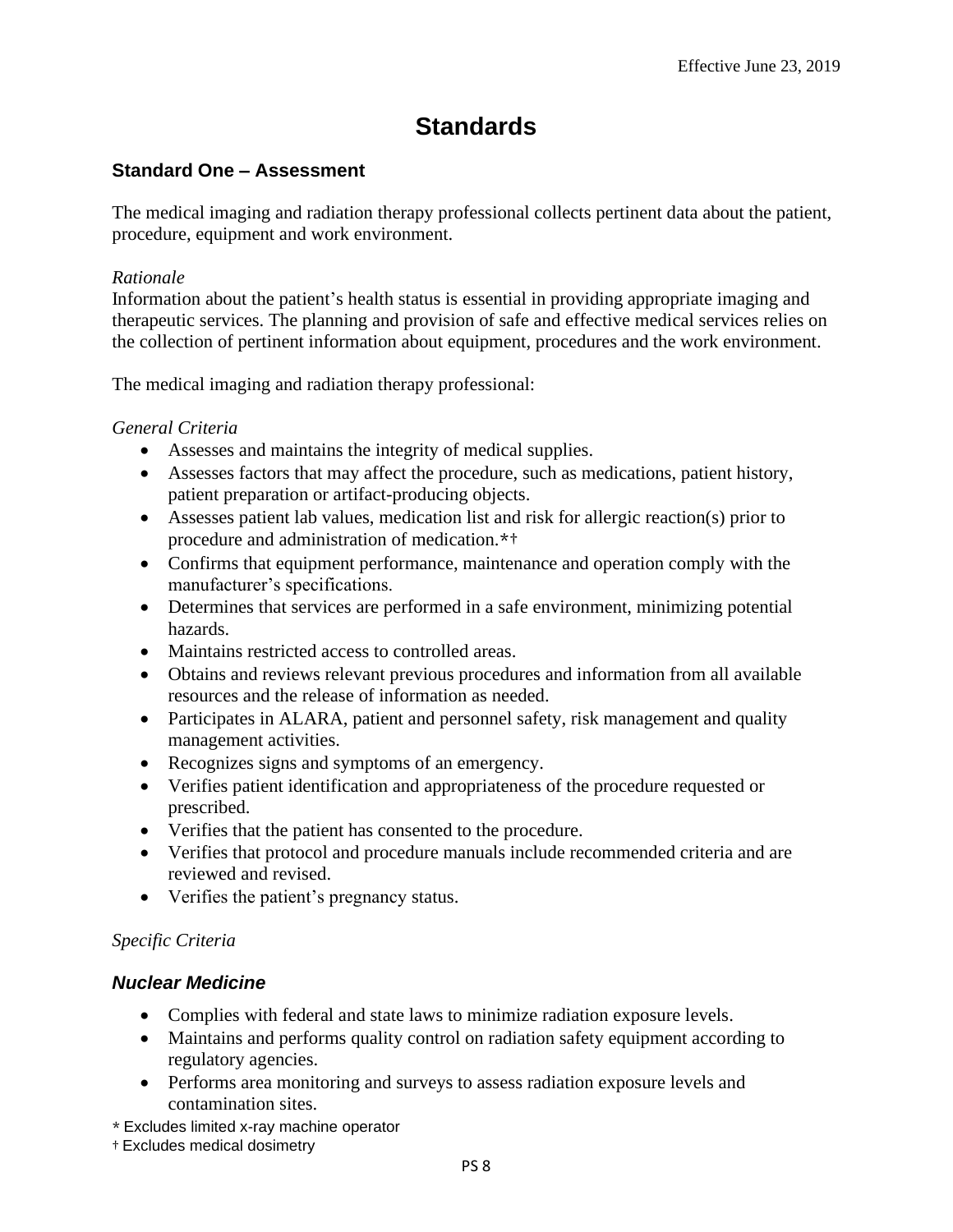# Standards

## Standard One – Assessment

The medical imaging and radiation therapy professional collects pertinent data about the patient, procedure, equipment and work environment.

*Rationale*
Information about the patient's health status is essential in providing appropriate imaging and therapeutic services. The planning and provision of safe and effective medical services relies on the collection of pertinent information about equipment, procedures and the work environment.

The medical imaging and radiation therapy professional:

*General Criteria*

- Assesses and maintains the integrity of medical supplies.
- Assesses factors that may affect the procedure, such as medications, patient history, patient preparation or artifact-producing objects.
- Assesses patient lab values, medication list and risk for allergic reaction(s) prior to procedure and administration of medication.*†
- Confirms that equipment performance, maintenance and operation comply with the manufacturer's specifications.
- Determines that services are performed in a safe environment, minimizing potential hazards.
- Maintains restricted access to controlled areas.
- Obtains and reviews relevant previous procedures and information from all available resources and the release of information as needed.
- Participates in ALARA, patient and personnel safety, risk management and quality management activities.
- Recognizes signs and symptoms of an emergency.
- Verifies patient identification and appropriateness of the procedure requested or prescribed.
- Verifies that the patient has consented to the procedure.
- Verifies that protocol and procedure manuals include recommended criteria and are reviewed and revised.
- Verifies the patient's pregnancy status.

*Specific Criteria*

### *Nuclear Medicine*

- Complies with federal and state laws to minimize radiation exposure levels.
- Maintains and performs quality control on radiation safety equipment according to regulatory agencies.
- Performs area monitoring and surveys to assess radiation exposure levels and contamination sites.

\* Excludes limited x-ray machine operator
† Excludes medical dosimetry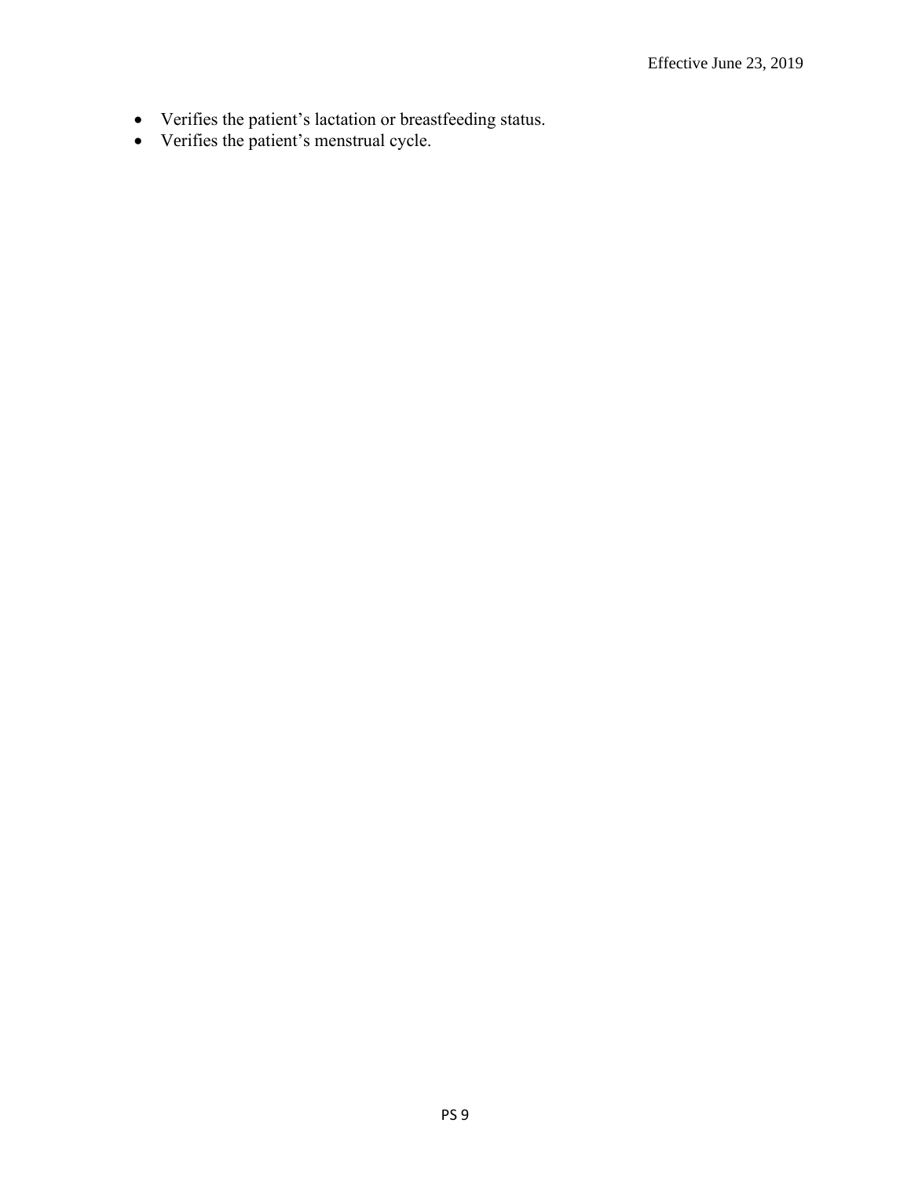- Verifies the patient's lactation or breastfeeding status.
- Verifies the patient's menstrual cycle.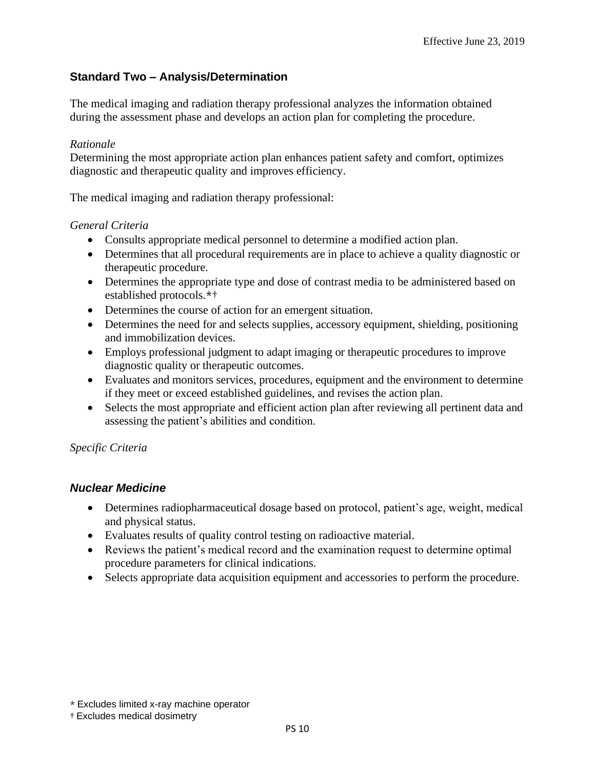## Standard Two – Analysis/Determination

The medical imaging and radiation therapy professional analyzes the information obtained during the assessment phase and develops an action plan for completing the procedure.

*Rationale*
Determining the most appropriate action plan enhances patient safety and comfort, optimizes diagnostic and therapeutic quality and improves efficiency.

The medical imaging and radiation therapy professional:

*General Criteria*

- Consults appropriate medical personnel to determine a modified action plan.
- Determines that all procedural requirements are in place to achieve a quality diagnostic or therapeutic procedure.
- Determines the appropriate type and dose of contrast media to be administered based on established protocols.*†
- Determines the course of action for an emergent situation.
- Determines the need for and selects supplies, accessory equipment, shielding, positioning and immobilization devices.
- Employs professional judgment to adapt imaging or therapeutic procedures to improve diagnostic quality or therapeutic outcomes.
- Evaluates and monitors services, procedures, equipment and the environment to determine if they meet or exceed established guidelines, and revises the action plan.
- Selects the most appropriate and efficient action plan after reviewing all pertinent data and assessing the patient's abilities and condition.

*Specific Criteria*

### *Nuclear Medicine*

- Determines radiopharmaceutical dosage based on protocol, patient's age, weight, medical and physical status.
- Evaluates results of quality control testing on radioactive material.
- Reviews the patient's medical record and the examination request to determine optimal procedure parameters for clinical indications.
- Selects appropriate data acquisition equipment and accessories to perform the procedure.

\* Excludes limited x-ray machine operator
† Excludes medical dosimetry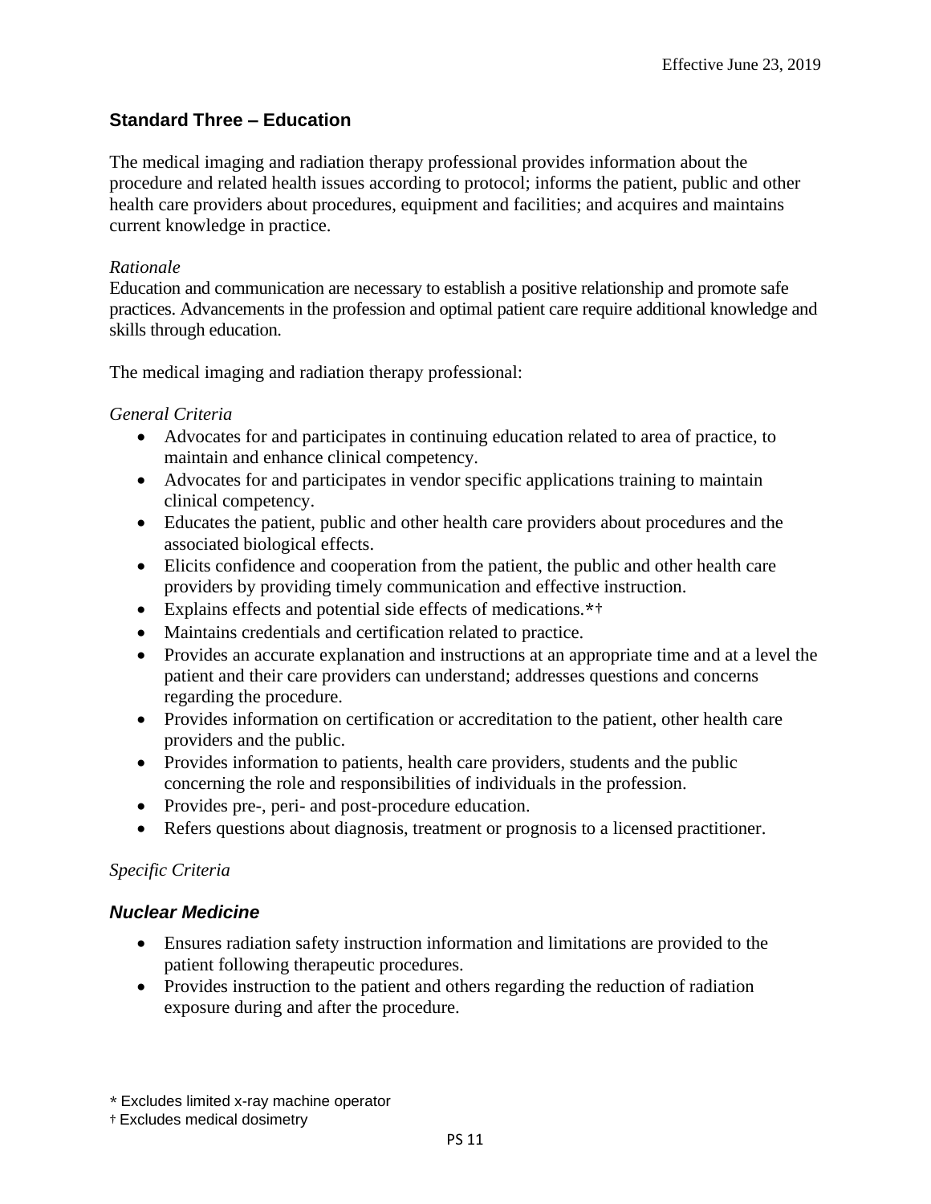## Standard Three – Education

The medical imaging and radiation therapy professional provides information about the procedure and related health issues according to protocol; informs the patient, public and other health care providers about procedures, equipment and facilities; and acquires and maintains current knowledge in practice.

*Rationale*
Education and communication are necessary to establish a positive relationship and promote safe practices. Advancements in the profession and optimal patient care require additional knowledge and skills through education.

The medical imaging and radiation therapy professional:

*General Criteria*

- Advocates for and participates in continuing education related to area of practice, to maintain and enhance clinical competency.
- Advocates for and participates in vendor specific applications training to maintain clinical competency.
- Educates the patient, public and other health care providers about procedures and the associated biological effects.
- Elicits confidence and cooperation from the patient, the public and other health care providers by providing timely communication and effective instruction.
- Explains effects and potential side effects of medications.*†
- Maintains credentials and certification related to practice.
- Provides an accurate explanation and instructions at an appropriate time and at a level the patient and their care providers can understand; addresses questions and concerns regarding the procedure.
- Provides information on certification or accreditation to the patient, other health care providers and the public.
- Provides information to patients, health care providers, students and the public concerning the role and responsibilities of individuals in the profession.
- Provides pre-, peri- and post-procedure education.
- Refers questions about diagnosis, treatment or prognosis to a licensed practitioner.

*Specific Criteria*

### *Nuclear Medicine*

- Ensures radiation safety instruction information and limitations are provided to the patient following therapeutic procedures.
- Provides instruction to the patient and others regarding the reduction of radiation exposure during and after the procedure.

\* Excludes limited x-ray machine operator
† Excludes medical dosimetry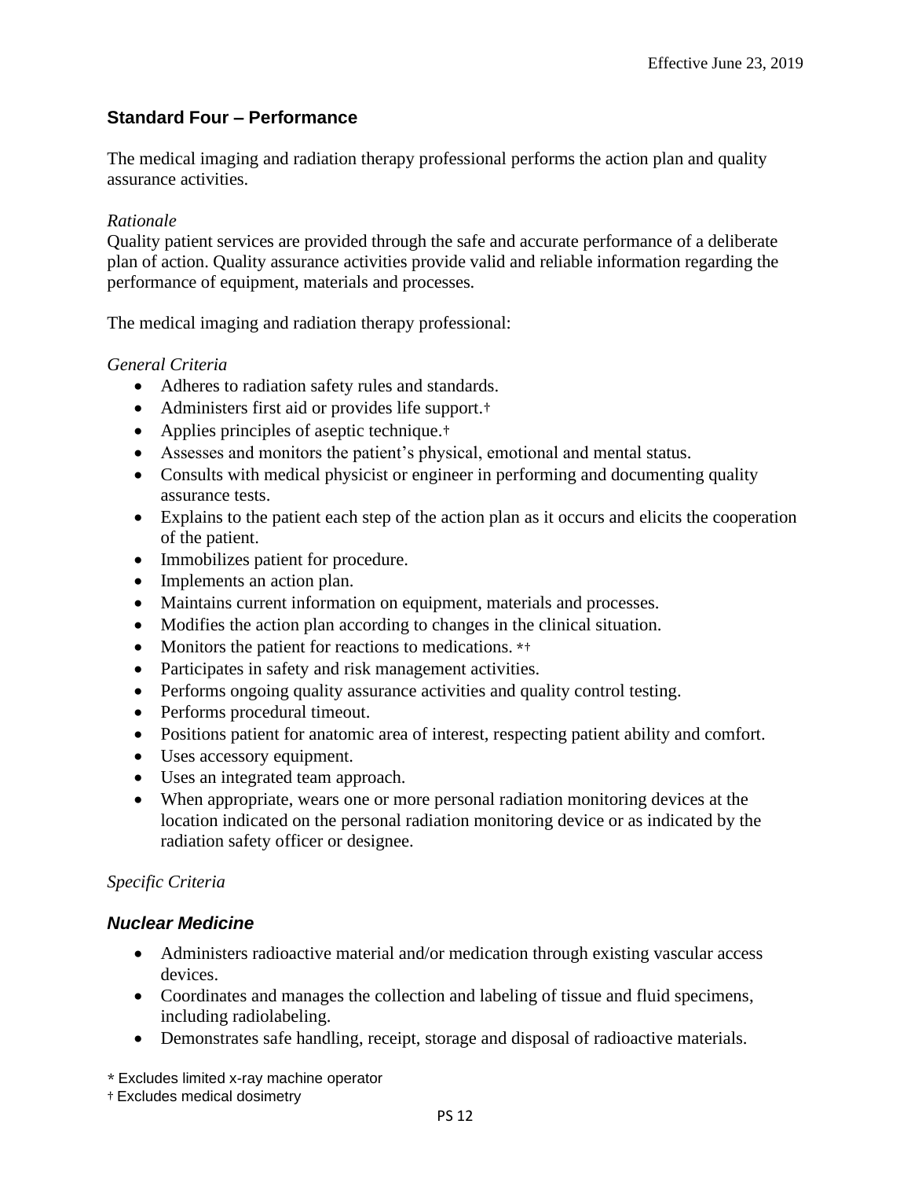## Standard Four – Performance

The medical imaging and radiation therapy professional performs the action plan and quality assurance activities.

*Rationale*

Quality patient services are provided through the safe and accurate performance of a deliberate plan of action. Quality assurance activities provide valid and reliable information regarding the performance of equipment, materials and processes.

The medical imaging and radiation therapy professional:

*General Criteria*

- Adheres to radiation safety rules and standards.
- Administers first aid or provides life support.†
- Applies principles of aseptic technique.†
- Assesses and monitors the patient's physical, emotional and mental status.
- Consults with medical physicist or engineer in performing and documenting quality assurance tests.
- Explains to the patient each step of the action plan as it occurs and elicits the cooperation of the patient.
- Immobilizes patient for procedure.
- Implements an action plan.
- Maintains current information on equipment, materials and processes.
- Modifies the action plan according to changes in the clinical situation.
- Monitors the patient for reactions to medications. *†
- Participates in safety and risk management activities.
- Performs ongoing quality assurance activities and quality control testing.
- Performs procedural timeout.
- Positions patient for anatomic area of interest, respecting patient ability and comfort.
- Uses accessory equipment.
- Uses an integrated team approach.
- When appropriate, wears one or more personal radiation monitoring devices at the location indicated on the personal radiation monitoring device or as indicated by the radiation safety officer or designee.

*Specific Criteria*

### *Nuclear Medicine*

- Administers radioactive material and/or medication through existing vascular access devices.
- Coordinates and manages the collection and labeling of tissue and fluid specimens, including radiolabeling.
- Demonstrates safe handling, receipt, storage and disposal of radioactive materials.

\* Excludes limited x-ray machine operator

† Excludes medical dosimetry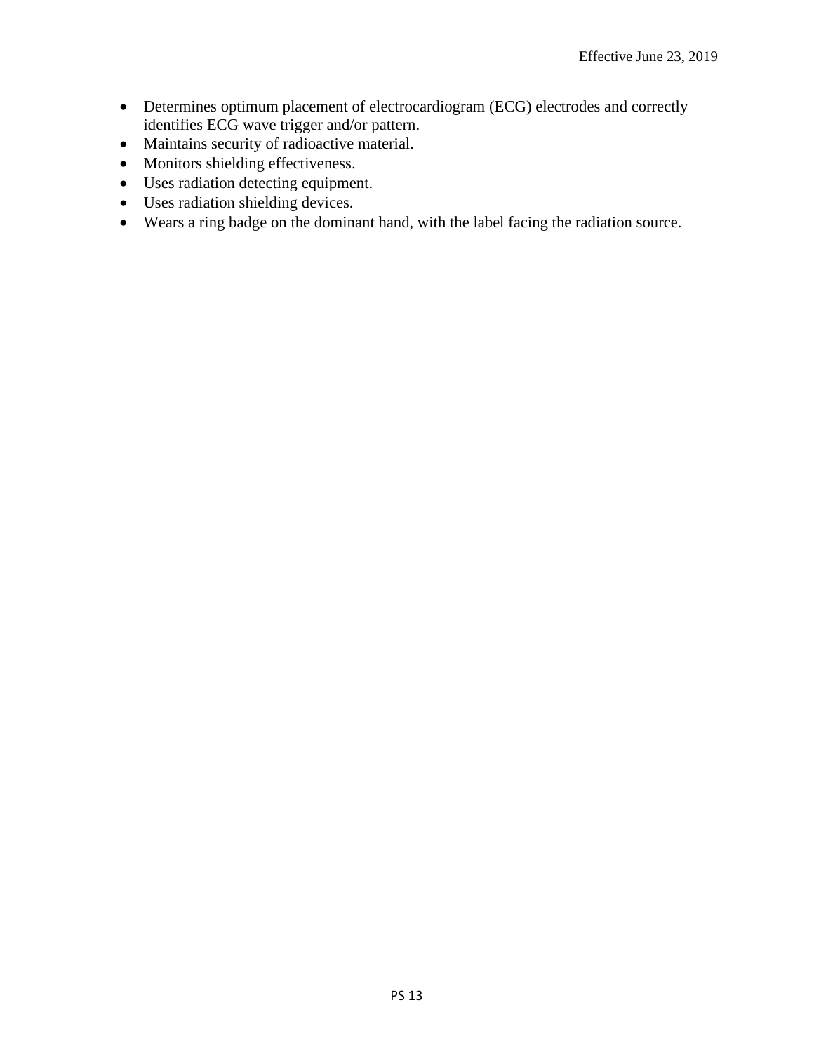- Determines optimum placement of electrocardiogram (ECG) electrodes and correctly identifies ECG wave trigger and/or pattern.
- Maintains security of radioactive material.
- Monitors shielding effectiveness.
- Uses radiation detecting equipment.
- Uses radiation shielding devices.
- Wears a ring badge on the dominant hand, with the label facing the radiation source.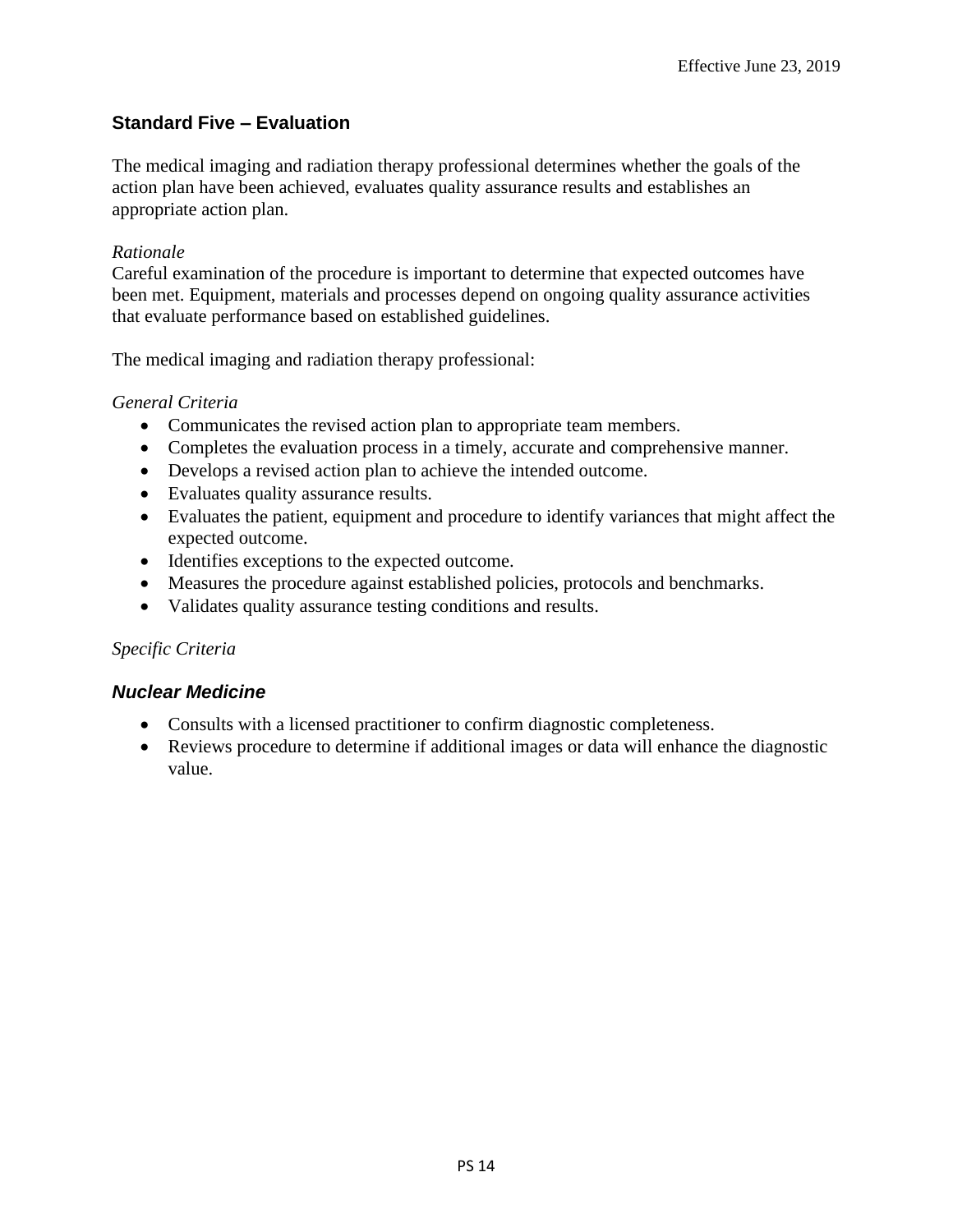## Standard Five – Evaluation

The medical imaging and radiation therapy professional determines whether the goals of the action plan have been achieved, evaluates quality assurance results and establishes an appropriate action plan.

*Rationale*
Careful examination of the procedure is important to determine that expected outcomes have been met. Equipment, materials and processes depend on ongoing quality assurance activities that evaluate performance based on established guidelines.

The medical imaging and radiation therapy professional:

*General Criteria*

- Communicates the revised action plan to appropriate team members.
- Completes the evaluation process in a timely, accurate and comprehensive manner.
- Develops a revised action plan to achieve the intended outcome.
- Evaluates quality assurance results.
- Evaluates the patient, equipment and procedure to identify variances that might affect the expected outcome.
- Identifies exceptions to the expected outcome.
- Measures the procedure against established policies, protocols and benchmarks.
- Validates quality assurance testing conditions and results.

*Specific Criteria*

### *Nuclear Medicine*

- Consults with a licensed practitioner to confirm diagnostic completeness.
- Reviews procedure to determine if additional images or data will enhance the diagnostic value.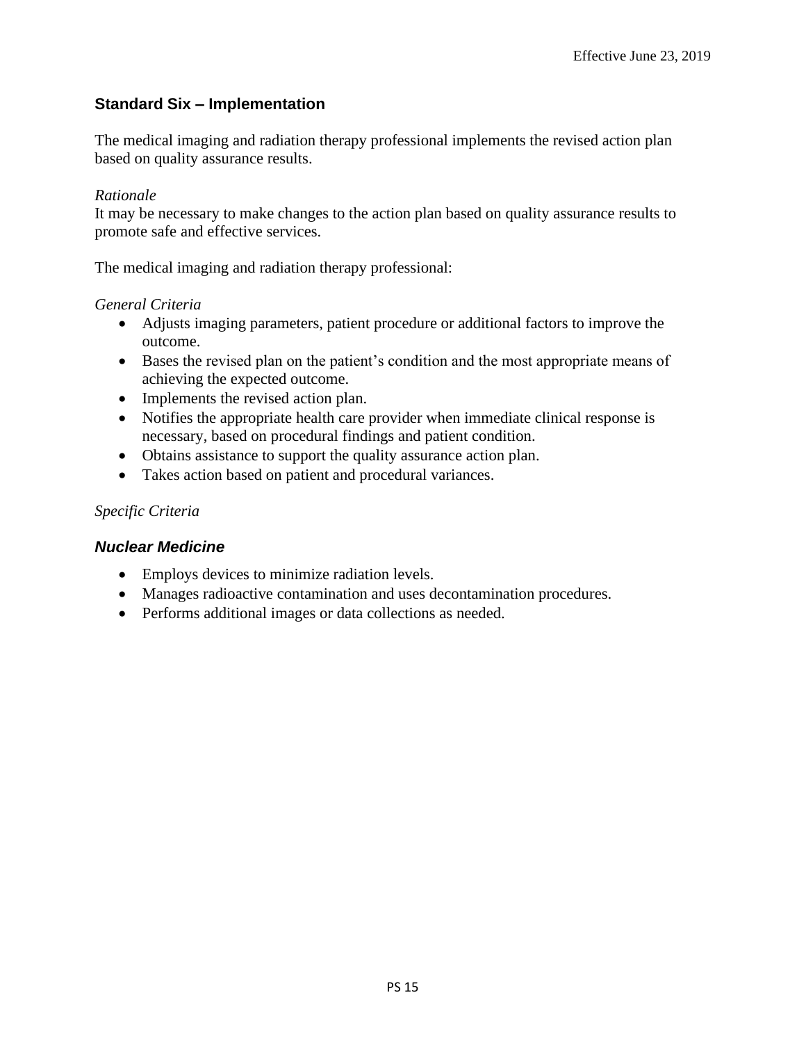## Standard Six – Implementation

The medical imaging and radiation therapy professional implements the revised action plan based on quality assurance results.

*Rationale*

It may be necessary to make changes to the action plan based on quality assurance results to promote safe and effective services.

The medical imaging and radiation therapy professional:

*General Criteria*

- Adjusts imaging parameters, patient procedure or additional factors to improve the outcome.
- Bases the revised plan on the patient's condition and the most appropriate means of achieving the expected outcome.
- Implements the revised action plan.
- Notifies the appropriate health care provider when immediate clinical response is necessary, based on procedural findings and patient condition.
- Obtains assistance to support the quality assurance action plan.
- Takes action based on patient and procedural variances.

*Specific Criteria*

### *Nuclear Medicine*

- Employs devices to minimize radiation levels.
- Manages radioactive contamination and uses decontamination procedures.
- Performs additional images or data collections as needed.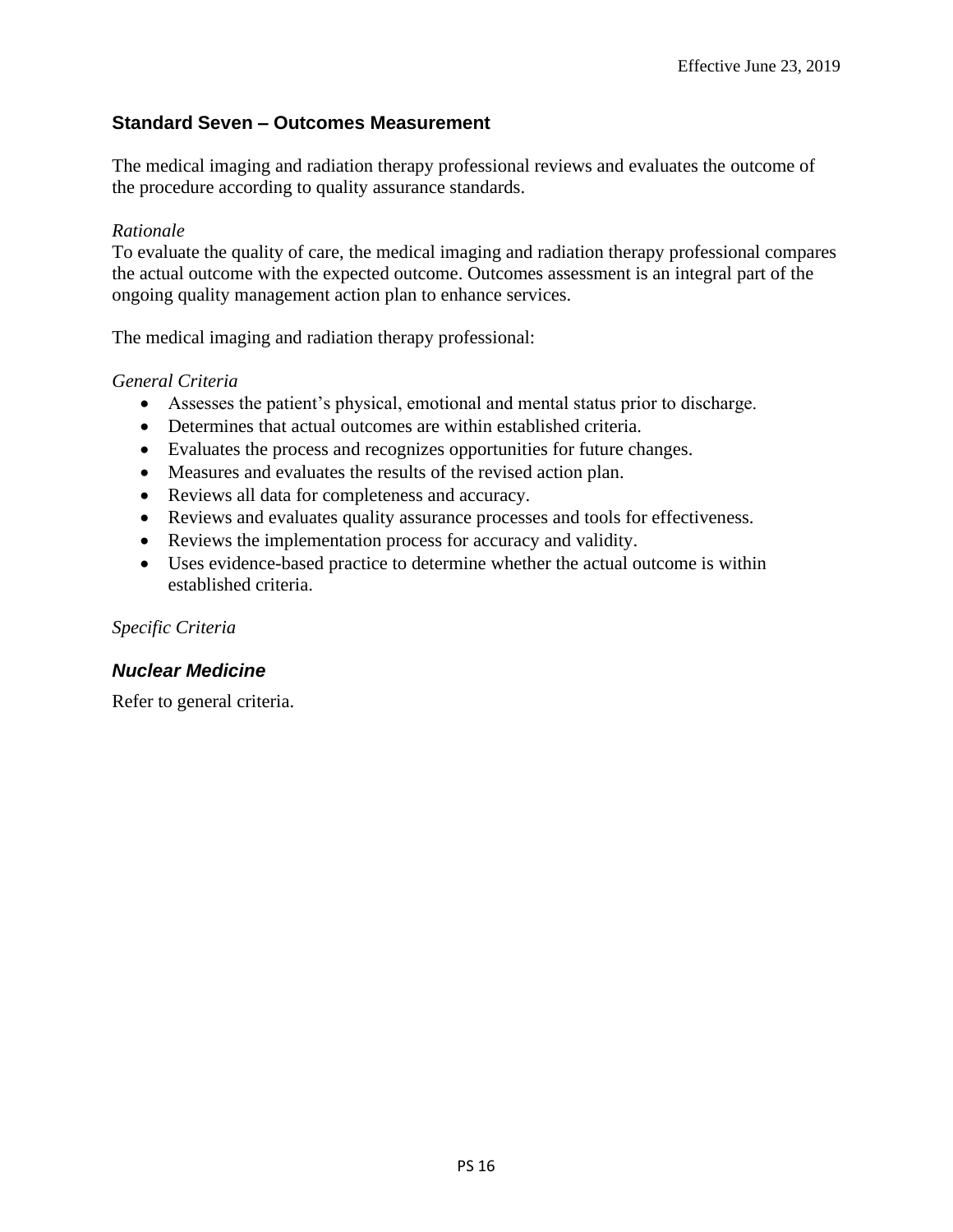## Standard Seven – Outcomes Measurement

The medical imaging and radiation therapy professional reviews and evaluates the outcome of the procedure according to quality assurance standards.

*Rationale*

To evaluate the quality of care, the medical imaging and radiation therapy professional compares the actual outcome with the expected outcome. Outcomes assessment is an integral part of the ongoing quality management action plan to enhance services.

The medical imaging and radiation therapy professional:

*General Criteria*

- Assesses the patient's physical, emotional and mental status prior to discharge.
- Determines that actual outcomes are within established criteria.
- Evaluates the process and recognizes opportunities for future changes.
- Measures and evaluates the results of the revised action plan.
- Reviews all data for completeness and accuracy.
- Reviews and evaluates quality assurance processes and tools for effectiveness.
- Reviews the implementation process for accuracy and validity.
- Uses evidence-based practice to determine whether the actual outcome is within established criteria.

*Specific Criteria*

### *Nuclear Medicine*

Refer to general criteria.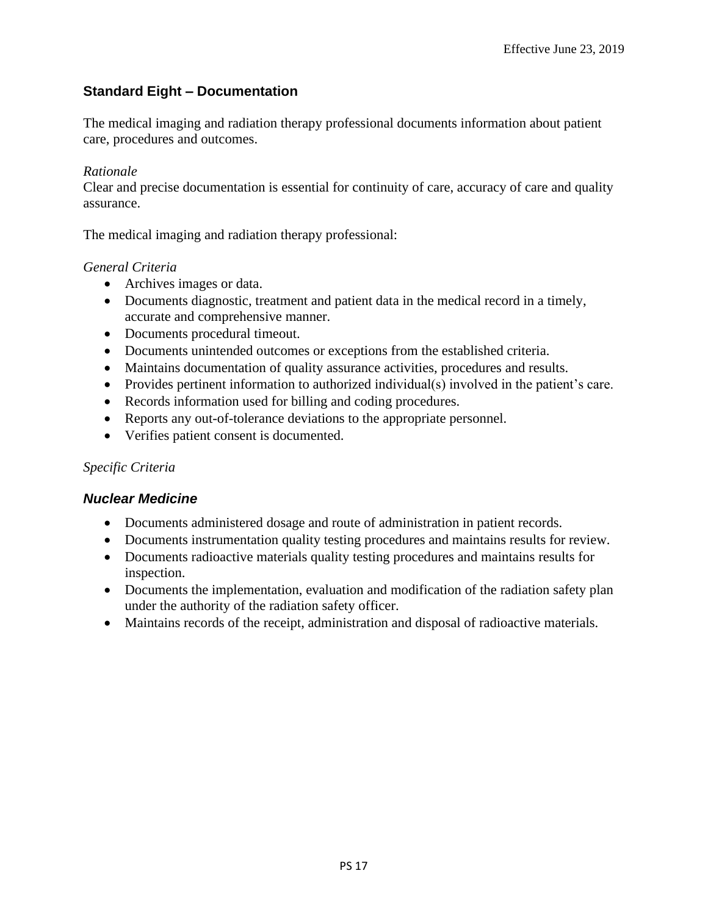## Standard Eight – Documentation

The medical imaging and radiation therapy professional documents information about patient care, procedures and outcomes.

*Rationale*
Clear and precise documentation is essential for continuity of care, accuracy of care and quality assurance.

The medical imaging and radiation therapy professional:

*General Criteria*

- Archives images or data.
- Documents diagnostic, treatment and patient data in the medical record in a timely, accurate and comprehensive manner.
- Documents procedural timeout.
- Documents unintended outcomes or exceptions from the established criteria.
- Maintains documentation of quality assurance activities, procedures and results.
- Provides pertinent information to authorized individual(s) involved in the patient's care.
- Records information used for billing and coding procedures.
- Reports any out-of-tolerance deviations to the appropriate personnel.
- Verifies patient consent is documented.

*Specific Criteria*

### *Nuclear Medicine*

- Documents administered dosage and route of administration in patient records.
- Documents instrumentation quality testing procedures and maintains results for review.
- Documents radioactive materials quality testing procedures and maintains results for inspection.
- Documents the implementation, evaluation and modification of the radiation safety plan under the authority of the radiation safety officer.
- Maintains records of the receipt, administration and disposal of radioactive materials.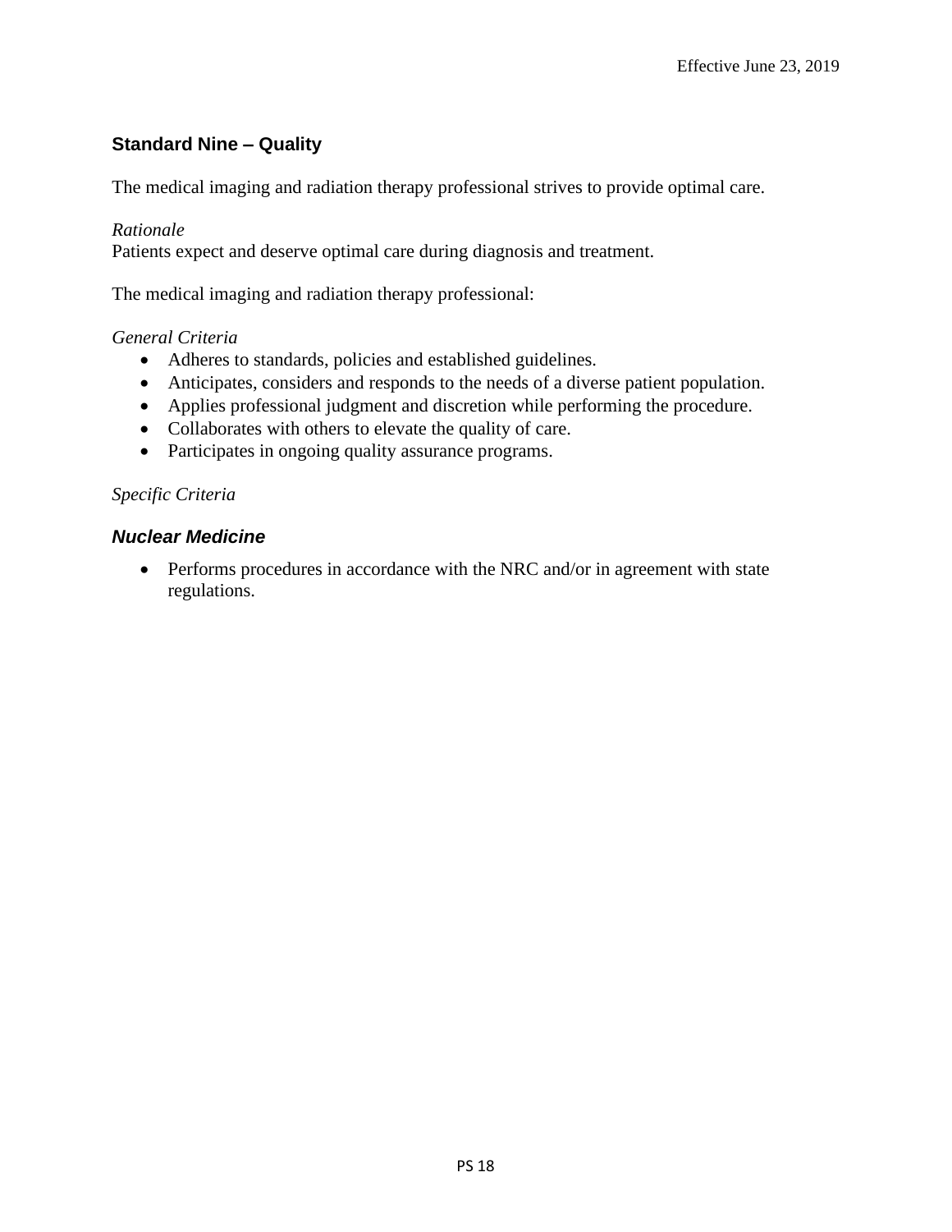## Standard Nine – Quality

The medical imaging and radiation therapy professional strives to provide optimal care.

*Rationale*
Patients expect and deserve optimal care during diagnosis and treatment.

The medical imaging and radiation therapy professional:

*General Criteria*

- Adheres to standards, policies and established guidelines.
- Anticipates, considers and responds to the needs of a diverse patient population.
- Applies professional judgment and discretion while performing the procedure.
- Collaborates with others to elevate the quality of care.
- Participates in ongoing quality assurance programs.

*Specific Criteria*

### *Nuclear Medicine*

- Performs procedures in accordance with the NRC and/or in agreement with state regulations.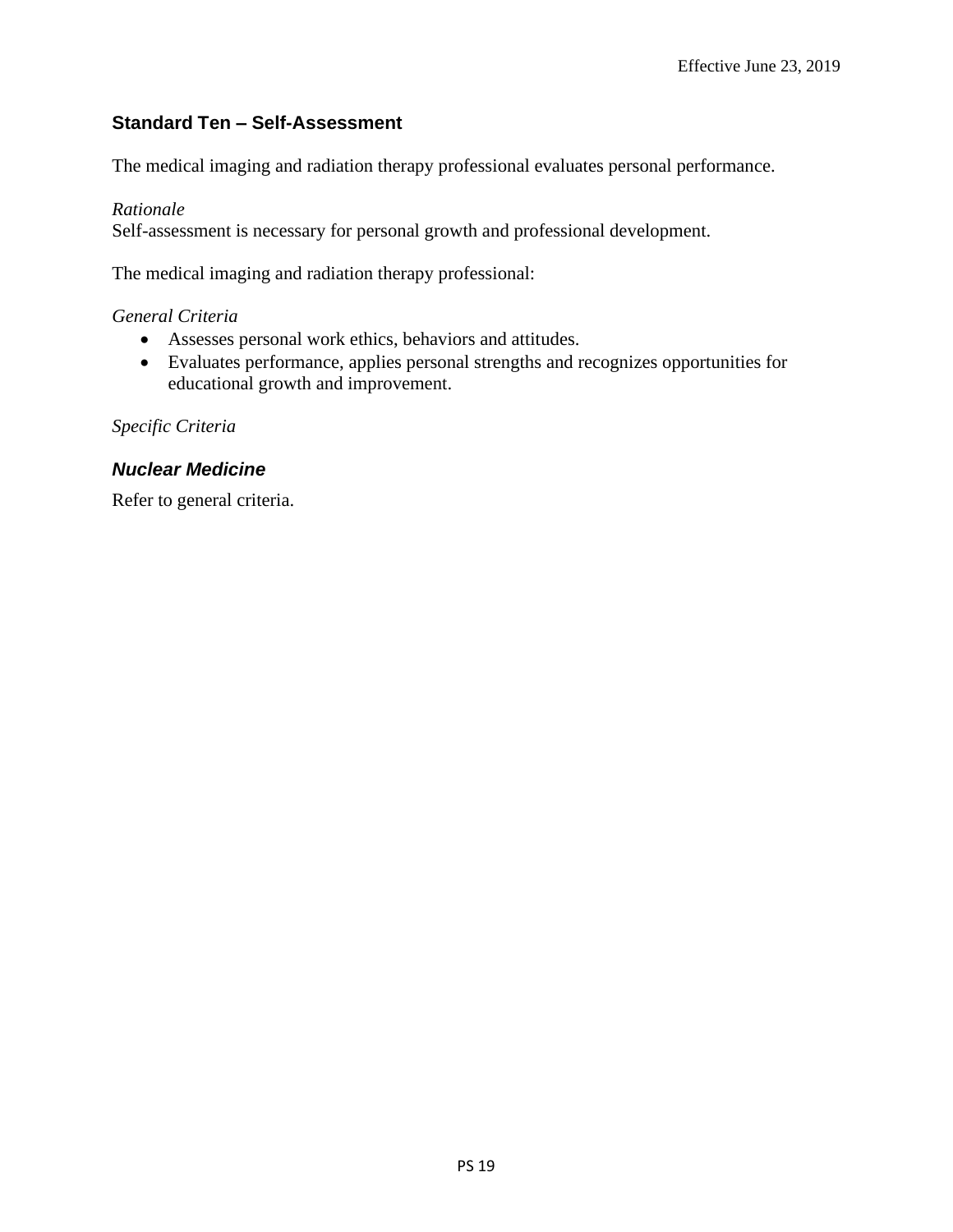## Standard Ten – Self-Assessment

The medical imaging and radiation therapy professional evaluates personal performance.

*Rationale*
Self-assessment is necessary for personal growth and professional development.

The medical imaging and radiation therapy professional:

*General Criteria*

- Assesses personal work ethics, behaviors and attitudes.
- Evaluates performance, applies personal strengths and recognizes opportunities for educational growth and improvement.

*Specific Criteria*

### *Nuclear Medicine*

Refer to general criteria.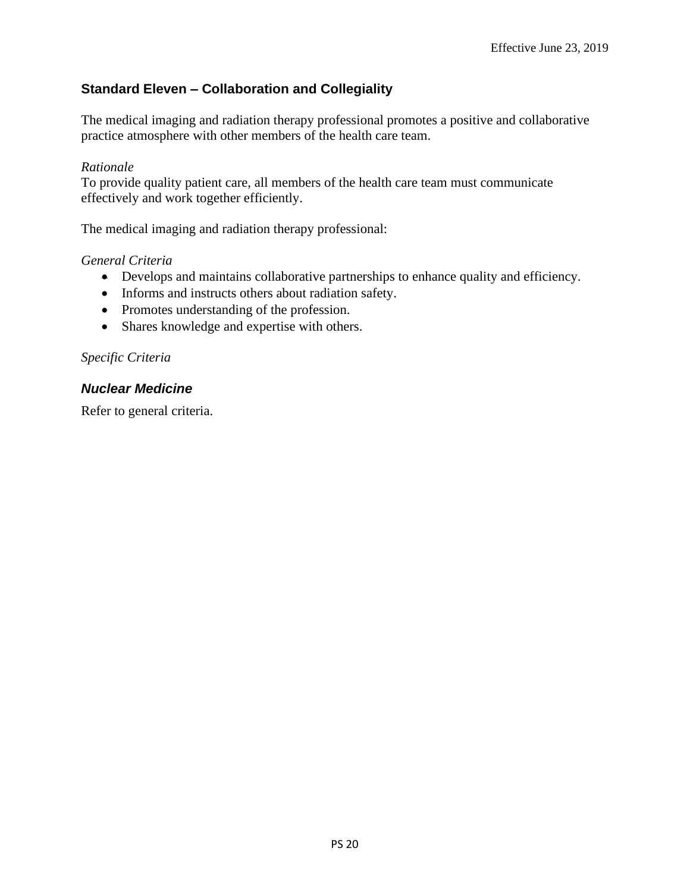## Standard Eleven – Collaboration and Collegiality

The medical imaging and radiation therapy professional promotes a positive and collaborative practice atmosphere with other members of the health care team.

*Rationale*
To provide quality patient care, all members of the health care team must communicate effectively and work together efficiently.

The medical imaging and radiation therapy professional:

*General Criteria*

- Develops and maintains collaborative partnerships to enhance quality and efficiency.
- Informs and instructs others about radiation safety.
- Promotes understanding of the profession.
- Shares knowledge and expertise with others.

*Specific Criteria*

### ***Nuclear Medicine***

Refer to general criteria.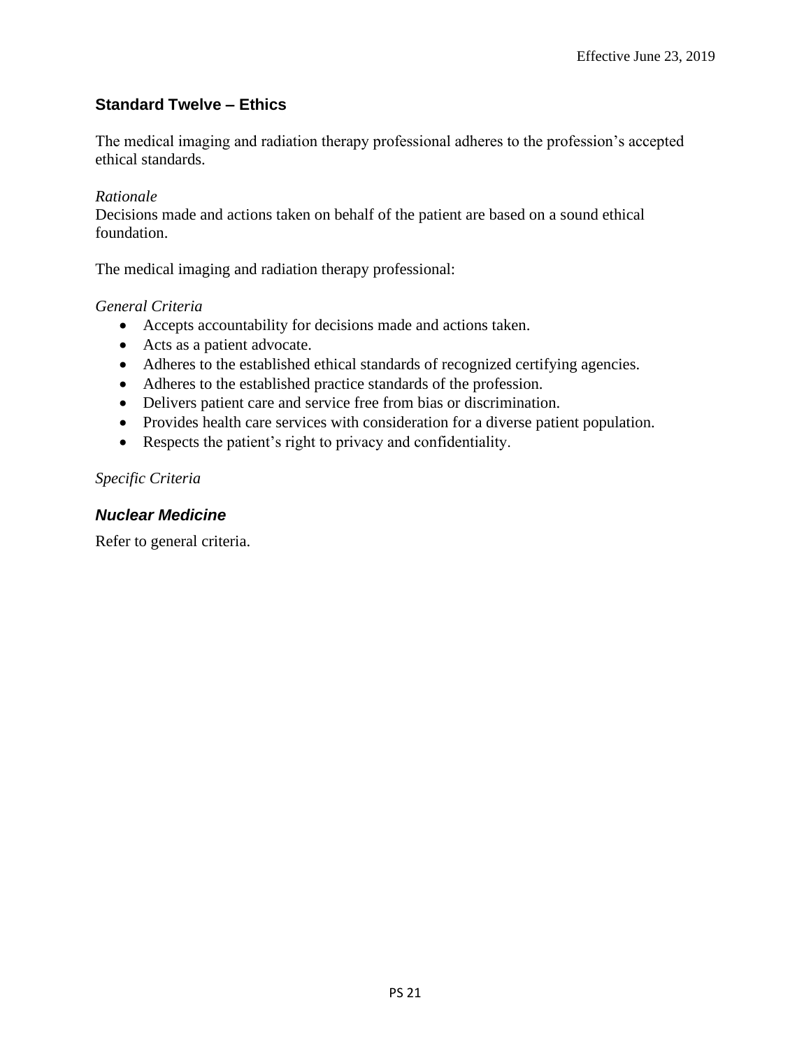## Standard Twelve – Ethics

The medical imaging and radiation therapy professional adheres to the profession's accepted ethical standards.

*Rationale*
Decisions made and actions taken on behalf of the patient are based on a sound ethical foundation.

The medical imaging and radiation therapy professional:

*General Criteria*

- Accepts accountability for decisions made and actions taken.
- Acts as a patient advocate.
- Adheres to the established ethical standards of recognized certifying agencies.
- Adheres to the established practice standards of the profession.
- Delivers patient care and service free from bias or discrimination.
- Provides health care services with consideration for a diverse patient population.
- Respects the patient's right to privacy and confidentiality.

*Specific Criteria*

### *Nuclear Medicine*

Refer to general criteria.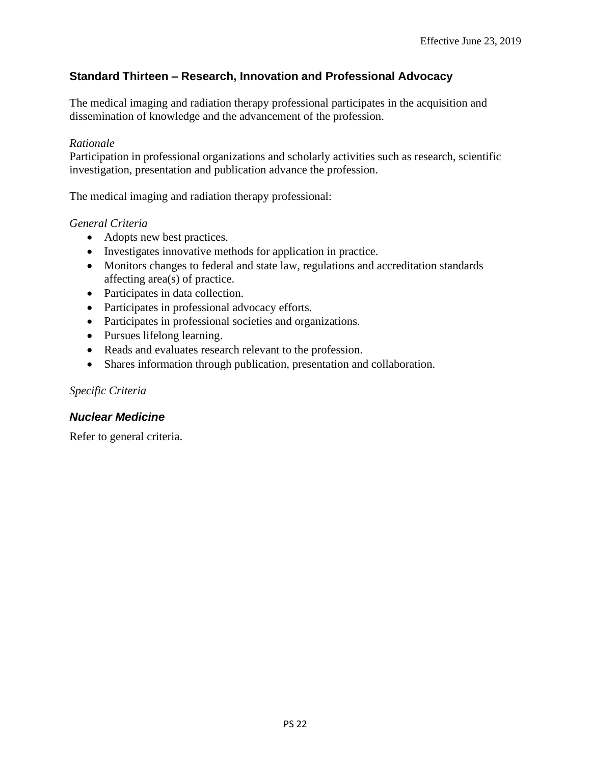## Standard Thirteen – Research, Innovation and Professional Advocacy

The medical imaging and radiation therapy professional participates in the acquisition and dissemination of knowledge and the advancement of the profession.

*Rationale*
Participation in professional organizations and scholarly activities such as research, scientific investigation, presentation and publication advance the profession.

The medical imaging and radiation therapy professional:

*General Criteria*

- Adopts new best practices.
- Investigates innovative methods for application in practice.
- Monitors changes to federal and state law, regulations and accreditation standards affecting area(s) of practice.
- Participates in data collection.
- Participates in professional advocacy efforts.
- Participates in professional societies and organizations.
- Pursues lifelong learning.
- Reads and evaluates research relevant to the profession.
- Shares information through publication, presentation and collaboration.

*Specific Criteria*

### *Nuclear Medicine*

Refer to general criteria.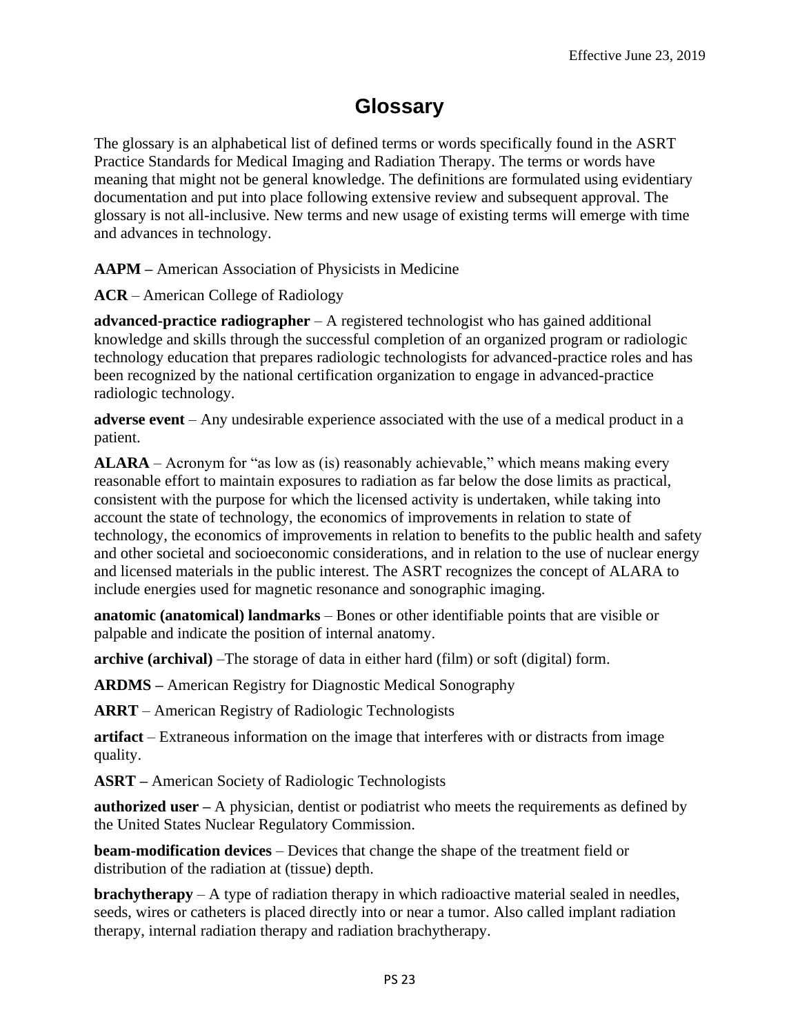# Glossary

The glossary is an alphabetical list of defined terms or words specifically found in the ASRT Practice Standards for Medical Imaging and Radiation Therapy. The terms or words have meaning that might not be general knowledge. The definitions are formulated using evidentiary documentation and put into place following extensive review and subsequent approval. The glossary is not all-inclusive. New terms and new usage of existing terms will emerge with time and advances in technology.

**AAPM –** American Association of Physicists in Medicine

**ACR** – American College of Radiology

**advanced-practice radiographer** – A registered technologist who has gained additional knowledge and skills through the successful completion of an organized program or radiologic technology education that prepares radiologic technologists for advanced-practice roles and has been recognized by the national certification organization to engage in advanced-practice radiologic technology.

**adverse event** – Any undesirable experience associated with the use of a medical product in a patient.

**ALARA** – Acronym for "as low as (is) reasonably achievable," which means making every reasonable effort to maintain exposures to radiation as far below the dose limits as practical, consistent with the purpose for which the licensed activity is undertaken, while taking into account the state of technology, the economics of improvements in relation to state of technology, the economics of improvements in relation to benefits to the public health and safety and other societal and socioeconomic considerations, and in relation to the use of nuclear energy and licensed materials in the public interest. The ASRT recognizes the concept of ALARA to include energies used for magnetic resonance and sonographic imaging.

**anatomic (anatomical) landmarks** – Bones or other identifiable points that are visible or palpable and indicate the position of internal anatomy.

**archive (archival)** –The storage of data in either hard (film) or soft (digital) form.

**ARDMS –** American Registry for Diagnostic Medical Sonography

**ARRT** – American Registry of Radiologic Technologists

**artifact** – Extraneous information on the image that interferes with or distracts from image quality.

**ASRT –** American Society of Radiologic Technologists

**authorized user –** A physician, dentist or podiatrist who meets the requirements as defined by the United States Nuclear Regulatory Commission.

**beam-modification devices** – Devices that change the shape of the treatment field or distribution of the radiation at (tissue) depth.

**brachytherapy** – A type of radiation therapy in which radioactive material sealed in needles, seeds, wires or catheters is placed directly into or near a tumor. Also called implant radiation therapy, internal radiation therapy and radiation brachytherapy.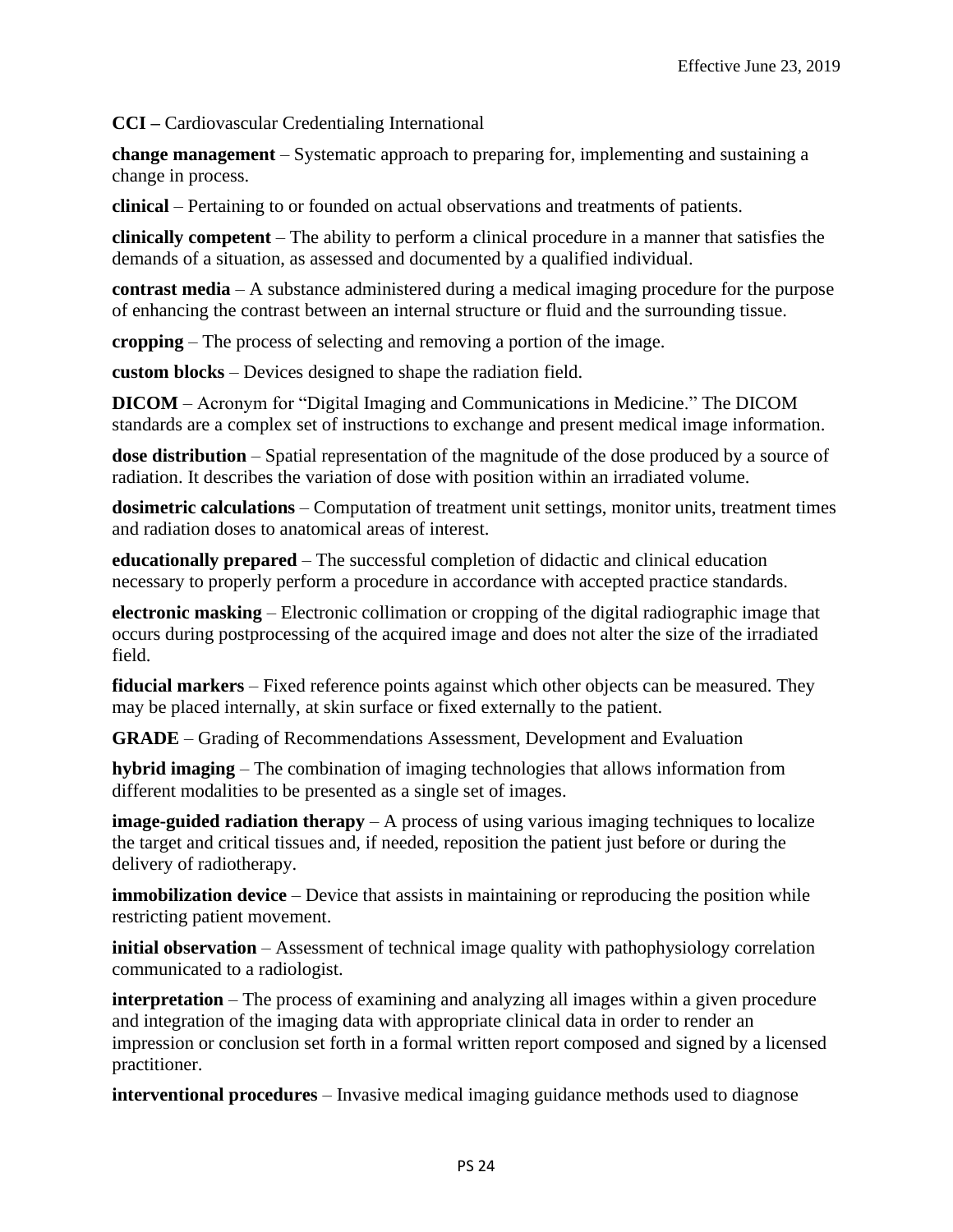**CCI –** Cardiovascular Credentialing International

**change management** – Systematic approach to preparing for, implementing and sustaining a change in process.

**clinical** – Pertaining to or founded on actual observations and treatments of patients.

**clinically competent** – The ability to perform a clinical procedure in a manner that satisfies the demands of a situation, as assessed and documented by a qualified individual.

**contrast media** – A substance administered during a medical imaging procedure for the purpose of enhancing the contrast between an internal structure or fluid and the surrounding tissue.

**cropping** – The process of selecting and removing a portion of the image.

**custom blocks** – Devices designed to shape the radiation field.

**DICOM** – Acronym for "Digital Imaging and Communications in Medicine." The DICOM standards are a complex set of instructions to exchange and present medical image information.

**dose distribution** – Spatial representation of the magnitude of the dose produced by a source of radiation. It describes the variation of dose with position within an irradiated volume.

**dosimetric calculations** – Computation of treatment unit settings, monitor units, treatment times and radiation doses to anatomical areas of interest.

**educationally prepared** – The successful completion of didactic and clinical education necessary to properly perform a procedure in accordance with accepted practice standards.

**electronic masking** – Electronic collimation or cropping of the digital radiographic image that occurs during postprocessing of the acquired image and does not alter the size of the irradiated field.

**fiducial markers** – Fixed reference points against which other objects can be measured. They may be placed internally, at skin surface or fixed externally to the patient.

**GRADE** – Grading of Recommendations Assessment, Development and Evaluation

**hybrid imaging** – The combination of imaging technologies that allows information from different modalities to be presented as a single set of images.

**image-guided radiation therapy** – A process of using various imaging techniques to localize the target and critical tissues and, if needed, reposition the patient just before or during the delivery of radiotherapy.

**immobilization device** – Device that assists in maintaining or reproducing the position while restricting patient movement.

**initial observation** – Assessment of technical image quality with pathophysiology correlation communicated to a radiologist.

**interpretation** – The process of examining and analyzing all images within a given procedure and integration of the imaging data with appropriate clinical data in order to render an impression or conclusion set forth in a formal written report composed and signed by a licensed practitioner.

**interventional procedures** – Invasive medical imaging guidance methods used to diagnose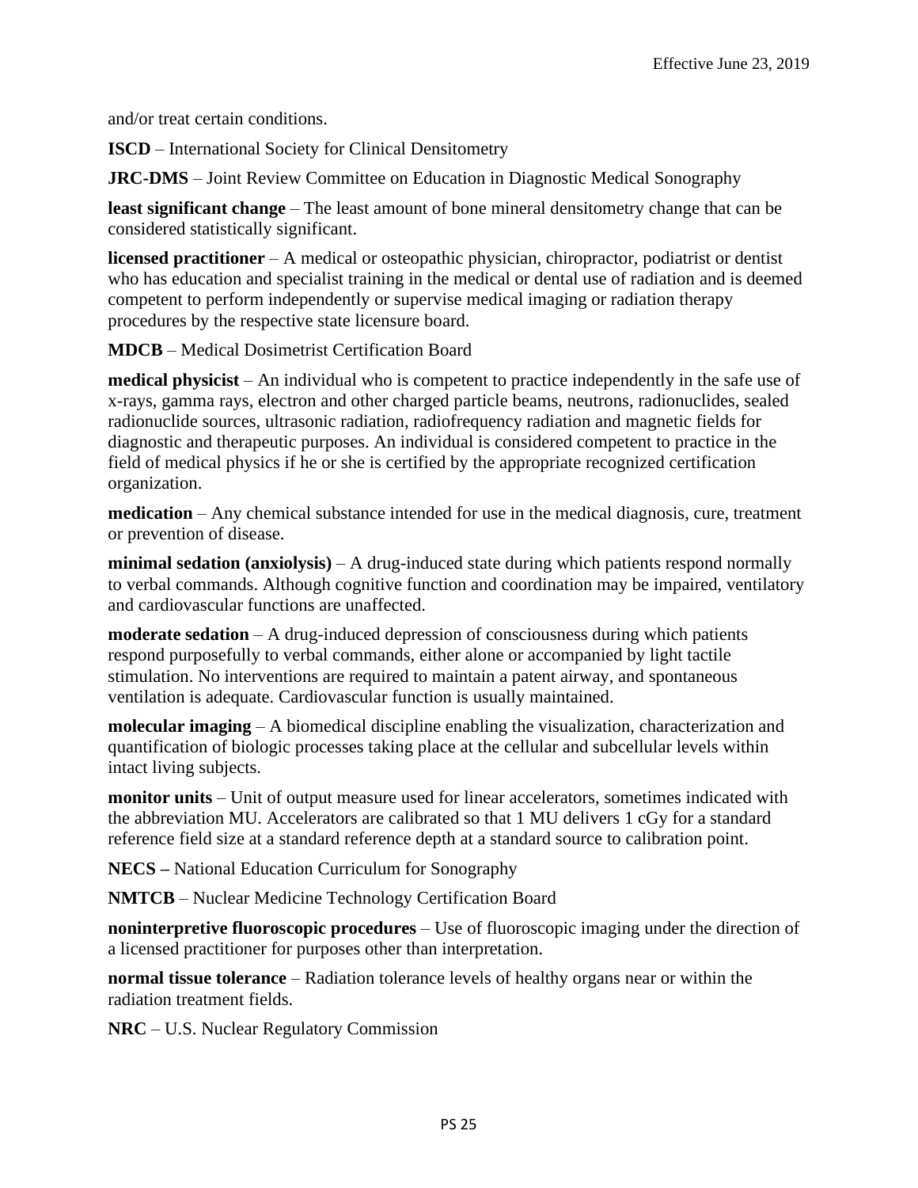and/or treat certain conditions.

**ISCD** – International Society for Clinical Densitometry

**JRC-DMS** – Joint Review Committee on Education in Diagnostic Medical Sonography

**least significant change** – The least amount of bone mineral densitometry change that can be considered statistically significant.

**licensed practitioner** – A medical or osteopathic physician, chiropractor, podiatrist or dentist who has education and specialist training in the medical or dental use of radiation and is deemed competent to perform independently or supervise medical imaging or radiation therapy procedures by the respective state licensure board.

**MDCB** – Medical Dosimetrist Certification Board

**medical physicist** – An individual who is competent to practice independently in the safe use of x-rays, gamma rays, electron and other charged particle beams, neutrons, radionuclides, sealed radionuclide sources, ultrasonic radiation, radiofrequency radiation and magnetic fields for diagnostic and therapeutic purposes. An individual is considered competent to practice in the field of medical physics if he or she is certified by the appropriate recognized certification organization.

**medication** – Any chemical substance intended for use in the medical diagnosis, cure, treatment or prevention of disease.

**minimal sedation (anxiolysis)** – A drug-induced state during which patients respond normally to verbal commands. Although cognitive function and coordination may be impaired, ventilatory and cardiovascular functions are unaffected.

**moderate sedation** – A drug-induced depression of consciousness during which patients respond purposefully to verbal commands, either alone or accompanied by light tactile stimulation. No interventions are required to maintain a patent airway, and spontaneous ventilation is adequate. Cardiovascular function is usually maintained.

**molecular imaging** – A biomedical discipline enabling the visualization, characterization and quantification of biologic processes taking place at the cellular and subcellular levels within intact living subjects.

**monitor units** – Unit of output measure used for linear accelerators, sometimes indicated with the abbreviation MU. Accelerators are calibrated so that 1 MU delivers 1 cGy for a standard reference field size at a standard reference depth at a standard source to calibration point.

**NECS –** National Education Curriculum for Sonography

**NMTCB** – Nuclear Medicine Technology Certification Board

**noninterpretive fluoroscopic procedures** – Use of fluoroscopic imaging under the direction of a licensed practitioner for purposes other than interpretation.

**normal tissue tolerance** – Radiation tolerance levels of healthy organs near or within the radiation treatment fields.

**NRC** – U.S. Nuclear Regulatory Commission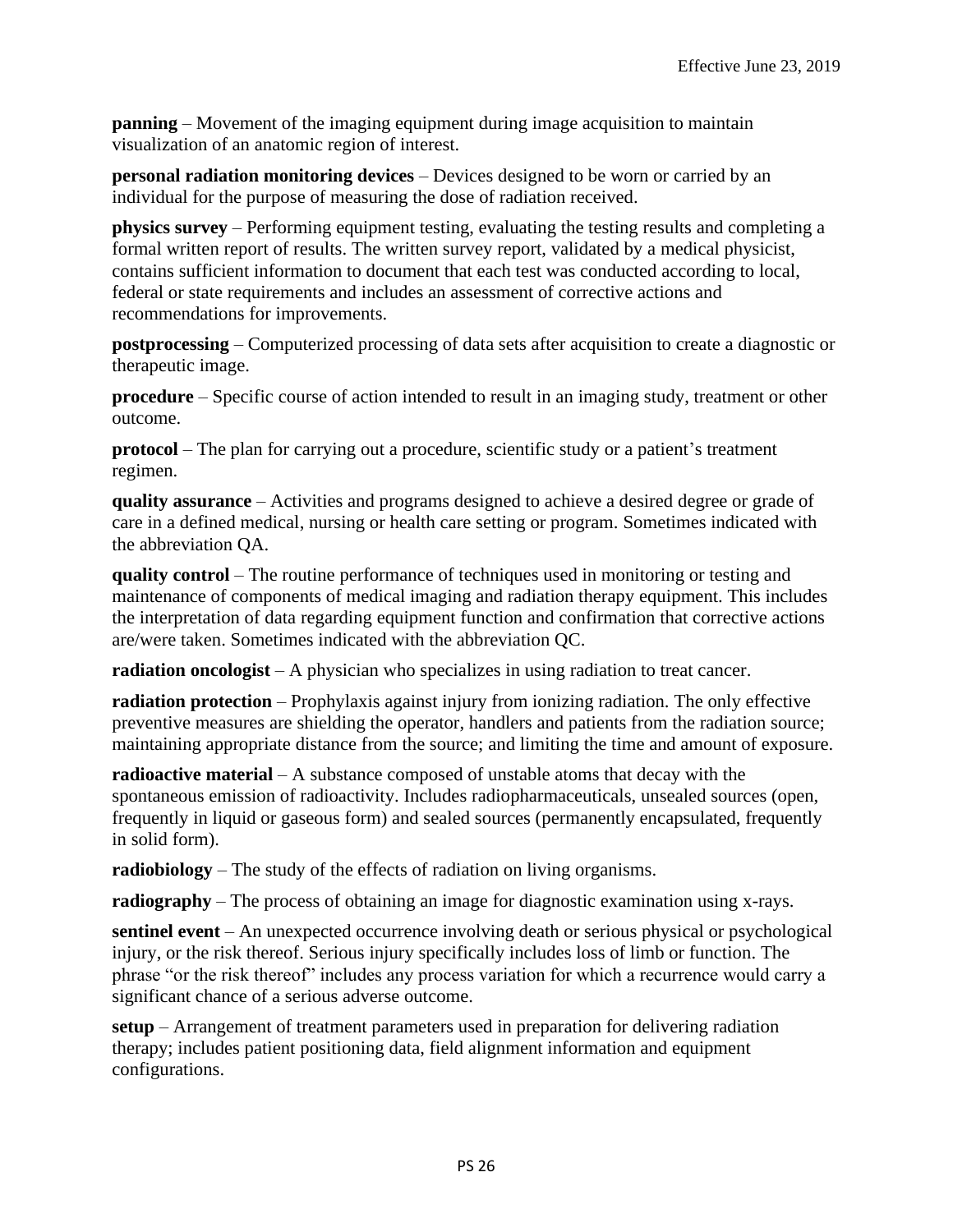**panning** – Movement of the imaging equipment during image acquisition to maintain visualization of an anatomic region of interest.

**personal radiation monitoring devices** – Devices designed to be worn or carried by an individual for the purpose of measuring the dose of radiation received.

**physics survey** – Performing equipment testing, evaluating the testing results and completing a formal written report of results. The written survey report, validated by a medical physicist, contains sufficient information to document that each test was conducted according to local, federal or state requirements and includes an assessment of corrective actions and recommendations for improvements.

**postprocessing** – Computerized processing of data sets after acquisition to create a diagnostic or therapeutic image.

**procedure** – Specific course of action intended to result in an imaging study, treatment or other outcome.

**protocol** – The plan for carrying out a procedure, scientific study or a patient's treatment regimen.

**quality assurance** – Activities and programs designed to achieve a desired degree or grade of care in a defined medical, nursing or health care setting or program. Sometimes indicated with the abbreviation QA.

**quality control** – The routine performance of techniques used in monitoring or testing and maintenance of components of medical imaging and radiation therapy equipment. This includes the interpretation of data regarding equipment function and confirmation that corrective actions are/were taken. Sometimes indicated with the abbreviation QC.

**radiation oncologist** – A physician who specializes in using radiation to treat cancer.

**radiation protection** – Prophylaxis against injury from ionizing radiation. The only effective preventive measures are shielding the operator, handlers and patients from the radiation source; maintaining appropriate distance from the source; and limiting the time and amount of exposure.

**radioactive material** – A substance composed of unstable atoms that decay with the spontaneous emission of radioactivity. Includes radiopharmaceuticals, unsealed sources (open, frequently in liquid or gaseous form) and sealed sources (permanently encapsulated, frequently in solid form).

**radiobiology** – The study of the effects of radiation on living organisms.

**radiography** – The process of obtaining an image for diagnostic examination using x-rays.

**sentinel event** – An unexpected occurrence involving death or serious physical or psychological injury, or the risk thereof. Serious injury specifically includes loss of limb or function. The phrase "or the risk thereof" includes any process variation for which a recurrence would carry a significant chance of a serious adverse outcome.

**setup** – Arrangement of treatment parameters used in preparation for delivering radiation therapy; includes patient positioning data, field alignment information and equipment configurations.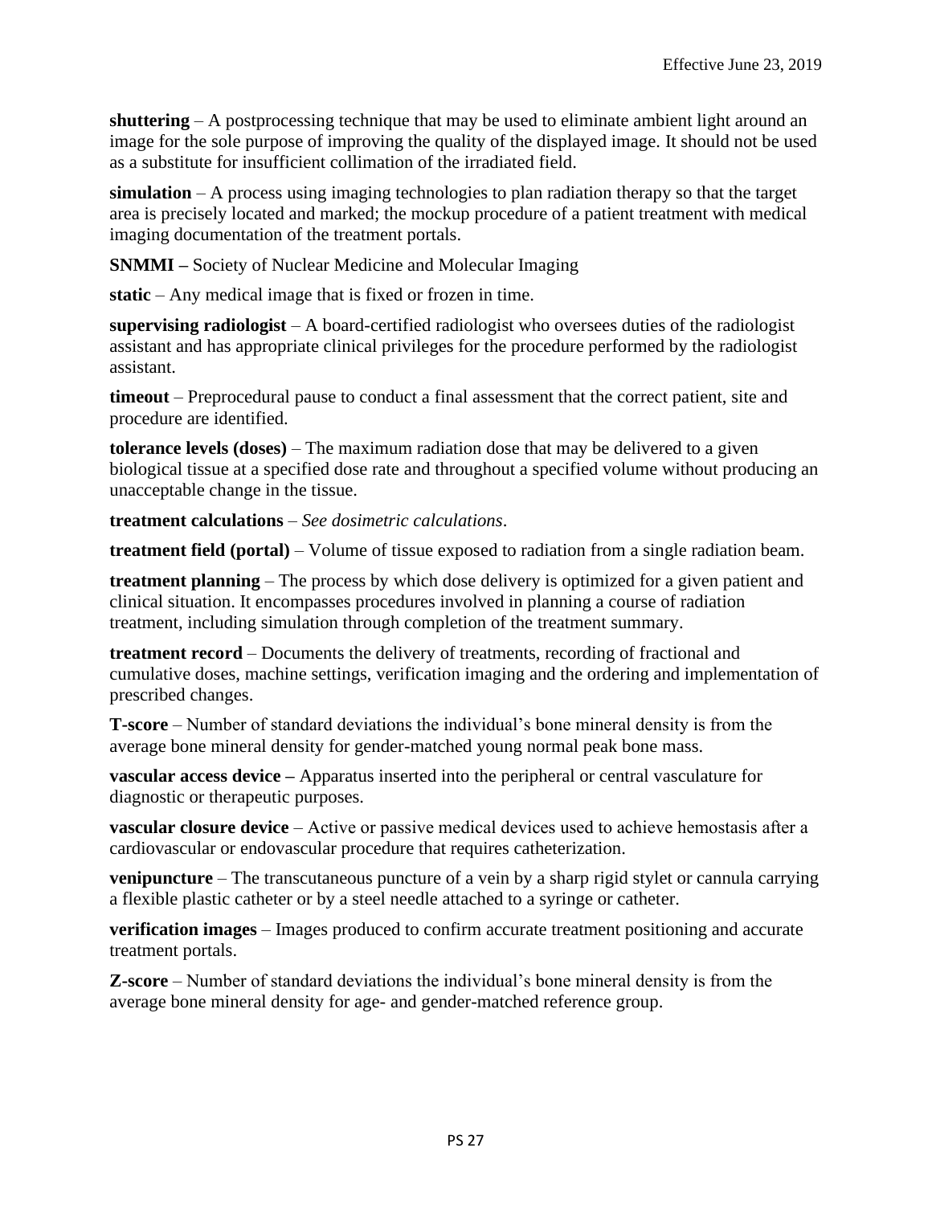**shuttering** – A postprocessing technique that may be used to eliminate ambient light around an image for the sole purpose of improving the quality of the displayed image. It should not be used as a substitute for insufficient collimation of the irradiated field.

**simulation** – A process using imaging technologies to plan radiation therapy so that the target area is precisely located and marked; the mockup procedure of a patient treatment with medical imaging documentation of the treatment portals.

**SNMMI –** Society of Nuclear Medicine and Molecular Imaging

**static** – Any medical image that is fixed or frozen in time.

**supervising radiologist** – A board-certified radiologist who oversees duties of the radiologist assistant and has appropriate clinical privileges for the procedure performed by the radiologist assistant.

**timeout** – Preprocedural pause to conduct a final assessment that the correct patient, site and procedure are identified.

**tolerance levels (doses)** – The maximum radiation dose that may be delivered to a given biological tissue at a specified dose rate and throughout a specified volume without producing an unacceptable change in the tissue.

**treatment calculations** – *See dosimetric calculations*.

**treatment field (portal)** – Volume of tissue exposed to radiation from a single radiation beam.

**treatment planning** – The process by which dose delivery is optimized for a given patient and clinical situation. It encompasses procedures involved in planning a course of radiation treatment, including simulation through completion of the treatment summary.

**treatment record** – Documents the delivery of treatments, recording of fractional and cumulative doses, machine settings, verification imaging and the ordering and implementation of prescribed changes.

**T-score** – Number of standard deviations the individual's bone mineral density is from the average bone mineral density for gender-matched young normal peak bone mass.

**vascular access device –** Apparatus inserted into the peripheral or central vasculature for diagnostic or therapeutic purposes.

**vascular closure device** – Active or passive medical devices used to achieve hemostasis after a cardiovascular or endovascular procedure that requires catheterization.

**venipuncture** – The transcutaneous puncture of a vein by a sharp rigid stylet or cannula carrying a flexible plastic catheter or by a steel needle attached to a syringe or catheter.

**verification images** – Images produced to confirm accurate treatment positioning and accurate treatment portals.

**Z-score** – Number of standard deviations the individual's bone mineral density is from the average bone mineral density for age- and gender-matched reference group.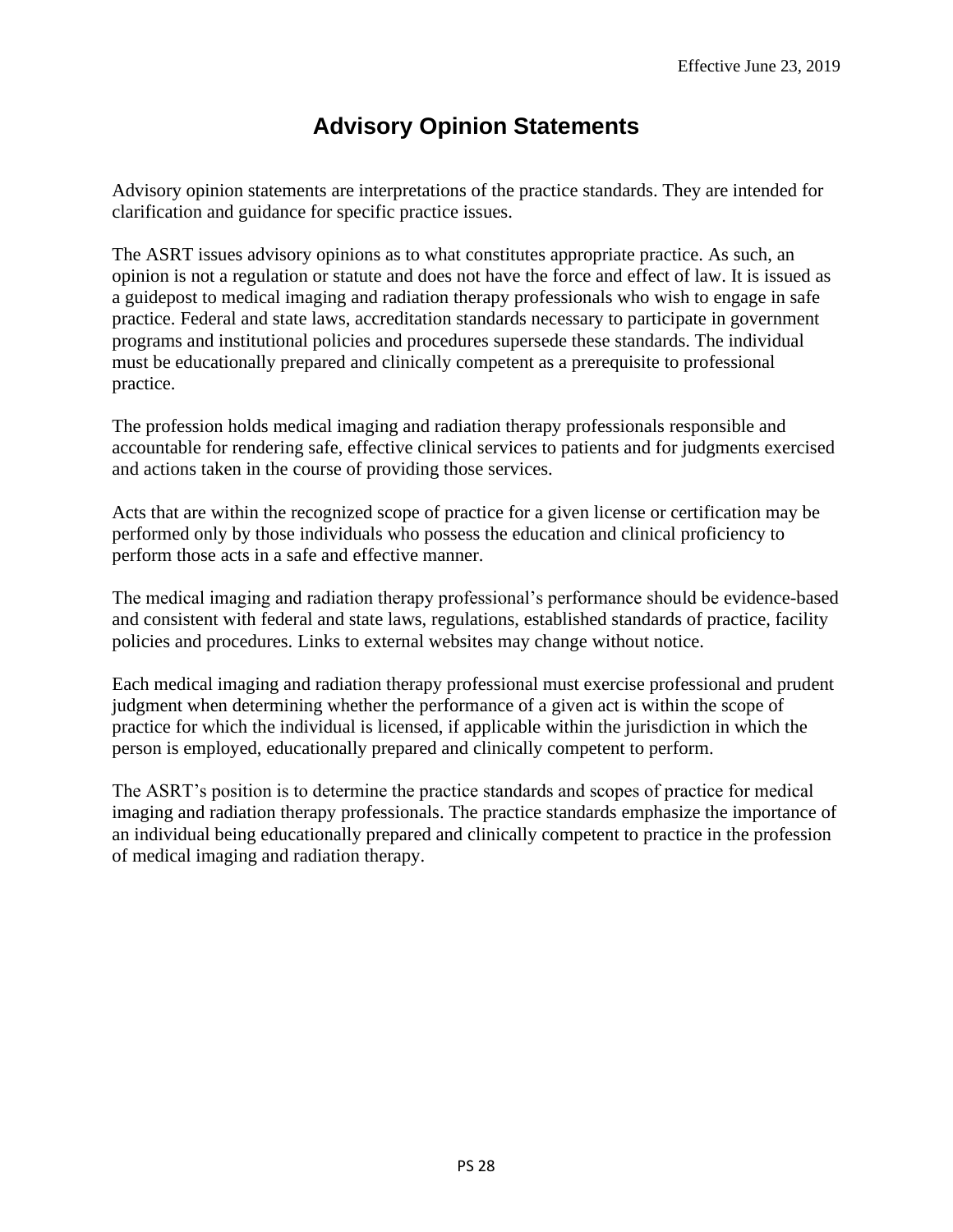# Advisory Opinion Statements

Advisory opinion statements are interpretations of the practice standards. They are intended for clarification and guidance for specific practice issues.

The ASRT issues advisory opinions as to what constitutes appropriate practice. As such, an opinion is not a regulation or statute and does not have the force and effect of law. It is issued as a guidepost to medical imaging and radiation therapy professionals who wish to engage in safe practice. Federal and state laws, accreditation standards necessary to participate in government programs and institutional policies and procedures supersede these standards. The individual must be educationally prepared and clinically competent as a prerequisite to professional practice.

The profession holds medical imaging and radiation therapy professionals responsible and accountable for rendering safe, effective clinical services to patients and for judgments exercised and actions taken in the course of providing those services.

Acts that are within the recognized scope of practice for a given license or certification may be performed only by those individuals who possess the education and clinical proficiency to perform those acts in a safe and effective manner.

The medical imaging and radiation therapy professional's performance should be evidence-based and consistent with federal and state laws, regulations, established standards of practice, facility policies and procedures. Links to external websites may change without notice.

Each medical imaging and radiation therapy professional must exercise professional and prudent judgment when determining whether the performance of a given act is within the scope of practice for which the individual is licensed, if applicable within the jurisdiction in which the person is employed, educationally prepared and clinically competent to perform.

The ASRT's position is to determine the practice standards and scopes of practice for medical imaging and radiation therapy professionals. The practice standards emphasize the importance of an individual being educationally prepared and clinically competent to practice in the profession of medical imaging and radiation therapy.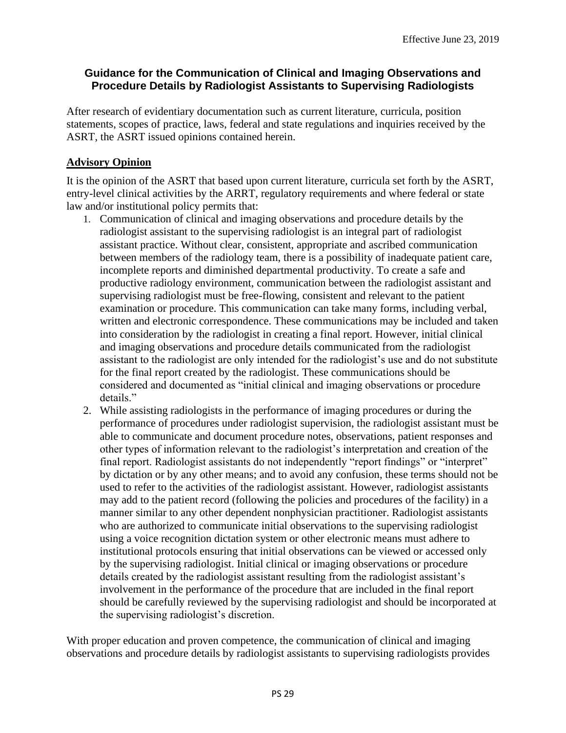Effective June 23, 2019

## Guidance for the Communication of Clinical and Imaging Observations and Procedure Details by Radiologist Assistants to Supervising Radiologists

After research of evidentiary documentation such as current literature, curricula, position statements, scopes of practice, laws, federal and state regulations and inquiries received by the ASRT, the ASRT issued opinions contained herein.

### Advisory Opinion

It is the opinion of the ASRT that based upon current literature, curricula set forth by the ASRT, entry-level clinical activities by the ARRT, regulatory requirements and where federal or state law and/or institutional policy permits that:

1. Communication of clinical and imaging observations and procedure details by the radiologist assistant to the supervising radiologist is an integral part of radiologist assistant practice. Without clear, consistent, appropriate and ascribed communication between members of the radiology team, there is a possibility of inadequate patient care, incomplete reports and diminished departmental productivity. To create a safe and productive radiology environment, communication between the radiologist assistant and supervising radiologist must be free-flowing, consistent and relevant to the patient examination or procedure. This communication can take many forms, including verbal, written and electronic correspondence. These communications may be included and taken into consideration by the radiologist in creating a final report. However, initial clinical and imaging observations and procedure details communicated from the radiologist assistant to the radiologist are only intended for the radiologist's use and do not substitute for the final report created by the radiologist. These communications should be considered and documented as "initial clinical and imaging observations or procedure details."
2. While assisting radiologists in the performance of imaging procedures or during the performance of procedures under radiologist supervision, the radiologist assistant must be able to communicate and document procedure notes, observations, patient responses and other types of information relevant to the radiologist's interpretation and creation of the final report. Radiologist assistants do not independently "report findings" or "interpret" by dictation or by any other means; and to avoid any confusion, these terms should not be used to refer to the activities of the radiologist assistant. However, radiologist assistants may add to the patient record (following the policies and procedures of the facility) in a manner similar to any other dependent nonphysician practitioner. Radiologist assistants who are authorized to communicate initial observations to the supervising radiologist using a voice recognition dictation system or other electronic means must adhere to institutional protocols ensuring that initial observations can be viewed or accessed only by the supervising radiologist. Initial clinical or imaging observations or procedure details created by the radiologist assistant resulting from the radiologist assistant's involvement in the performance of the procedure that are included in the final report should be carefully reviewed by the supervising radiologist and should be incorporated at the supervising radiologist's discretion.

With proper education and proven competence, the communication of clinical and imaging observations and procedure details by radiologist assistants to supervising radiologists provides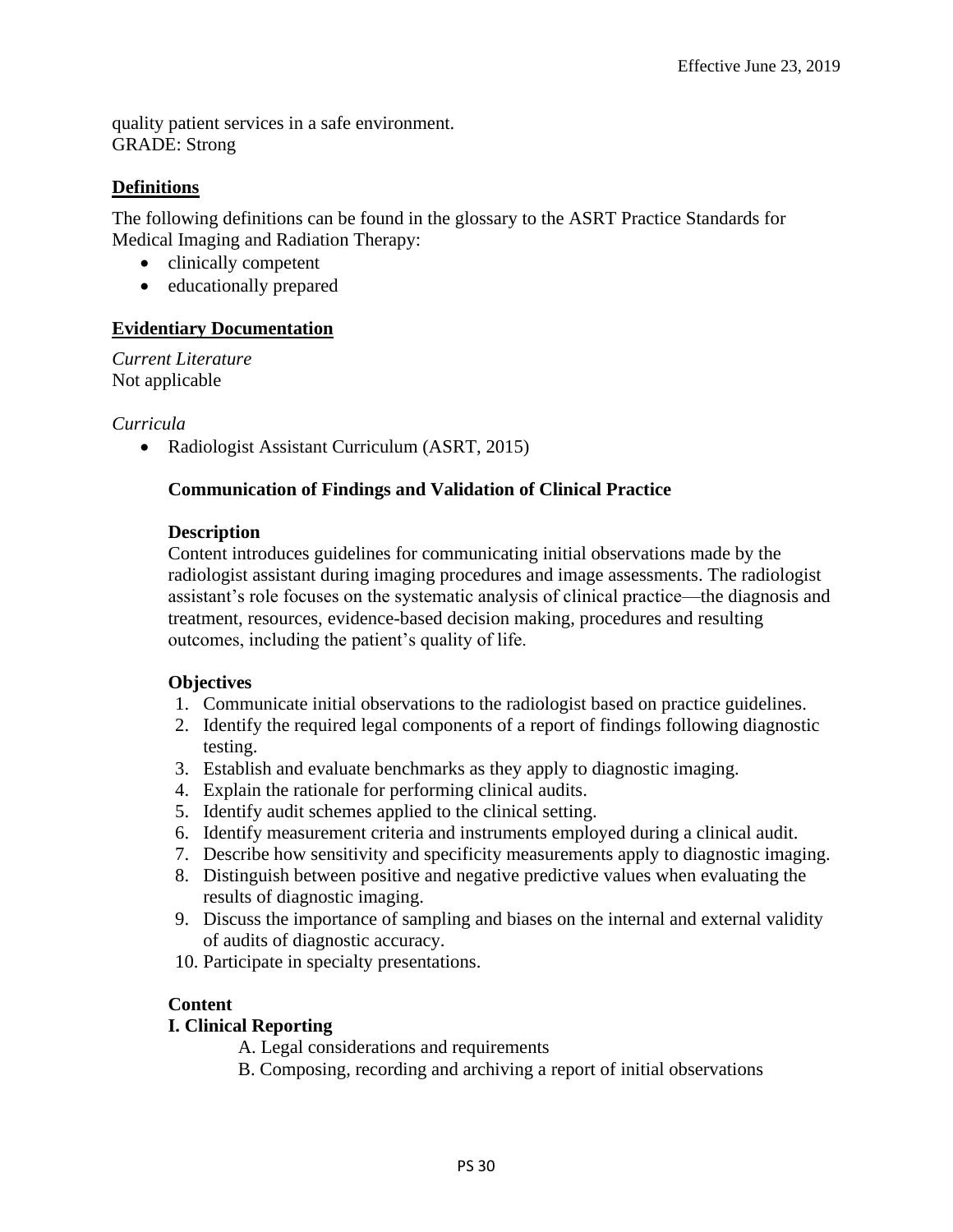quality patient services in a safe environment.
GRADE: Strong

## Definitions

The following definitions can be found in the glossary to the ASRT Practice Standards for Medical Imaging and Radiation Therapy:

- clinically competent
- educationally prepared

## Evidentiary Documentation

*Current Literature*
Not applicable

*Curricula*

- Radiologist Assistant Curriculum (ASRT, 2015)

### Communication of Findings and Validation of Clinical Practice

**Description**
Content introduces guidelines for communicating initial observations made by the radiologist assistant during imaging procedures and image assessments. The radiologist assistant's role focuses on the systematic analysis of clinical practice—the diagnosis and treatment, resources, evidence-based decision making, procedures and resulting outcomes, including the patient's quality of life.

**Objectives**

1. Communicate initial observations to the radiologist based on practice guidelines.
2. Identify the required legal components of a report of findings following diagnostic testing.
3. Establish and evaluate benchmarks as they apply to diagnostic imaging.
4. Explain the rationale for performing clinical audits.
5. Identify audit schemes applied to the clinical setting.
6. Identify measurement criteria and instruments employed during a clinical audit.
7. Describe how sensitivity and specificity measurements apply to diagnostic imaging.
8. Distinguish between positive and negative predictive values when evaluating the results of diagnostic imaging.
9. Discuss the importance of sampling and biases on the internal and external validity of audits of diagnostic accuracy.
10. Participate in specialty presentations.

**Content**

**I. Clinical Reporting**

A. Legal considerations and requirements
B. Composing, recording and archiving a report of initial observations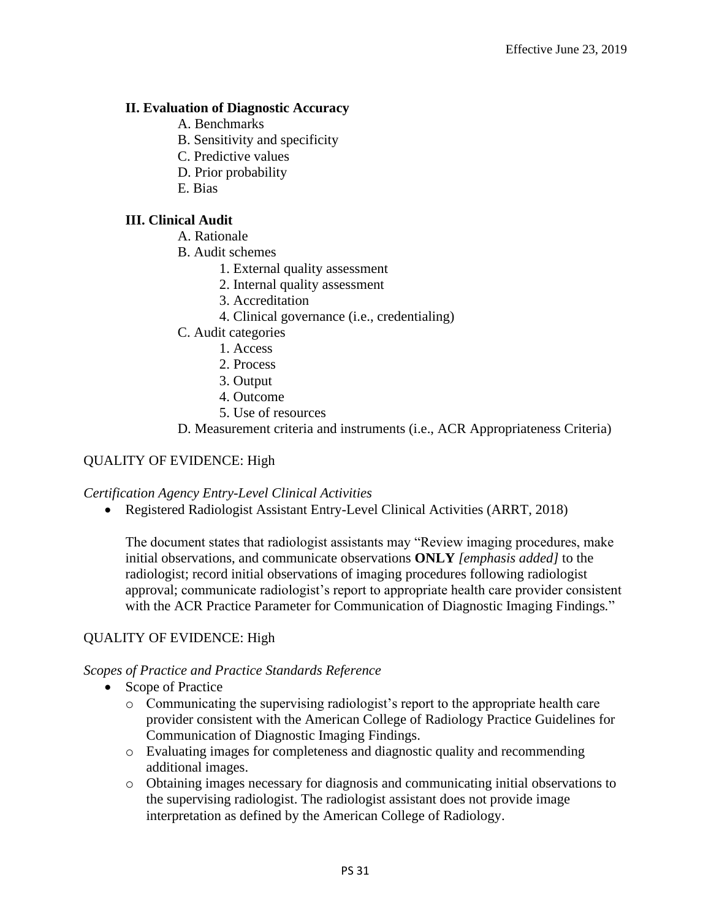**II. Evaluation of Diagnostic Accuracy**

- A. Benchmarks
- B. Sensitivity and specificity
- C. Predictive values
- D. Prior probability
- E. Bias

**III. Clinical Audit**

- A. Rationale
- B. Audit schemes
  - 1. External quality assessment
  - 2. Internal quality assessment
  - 3. Accreditation
  - 4. Clinical governance (i.e., credentialing)
- C. Audit categories
  - 1. Access
  - 2. Process
  - 3. Output
  - 4. Outcome
  - 5. Use of resources
- D. Measurement criteria and instruments (i.e., ACR Appropriateness Criteria)

QUALITY OF EVIDENCE: High

*Certification Agency Entry-Level Clinical Activities*

- Registered Radiologist Assistant Entry-Level Clinical Activities (ARRT, 2018)

  The document states that radiologist assistants may "Review imaging procedures, make initial observations, and communicate observations **ONLY** *[emphasis added]* to the radiologist; record initial observations of imaging procedures following radiologist approval; communicate radiologist's report to appropriate health care provider consistent with the ACR Practice Parameter for Communication of Diagnostic Imaging Findings."

QUALITY OF EVIDENCE: High

*Scopes of Practice and Practice Standards Reference*

- Scope of Practice
  - Communicating the supervising radiologist's report to the appropriate health care provider consistent with the American College of Radiology Practice Guidelines for Communication of Diagnostic Imaging Findings.
  - Evaluating images for completeness and diagnostic quality and recommending additional images.
  - Obtaining images necessary for diagnosis and communicating initial observations to the supervising radiologist. The radiologist assistant does not provide image interpretation as defined by the American College of Radiology.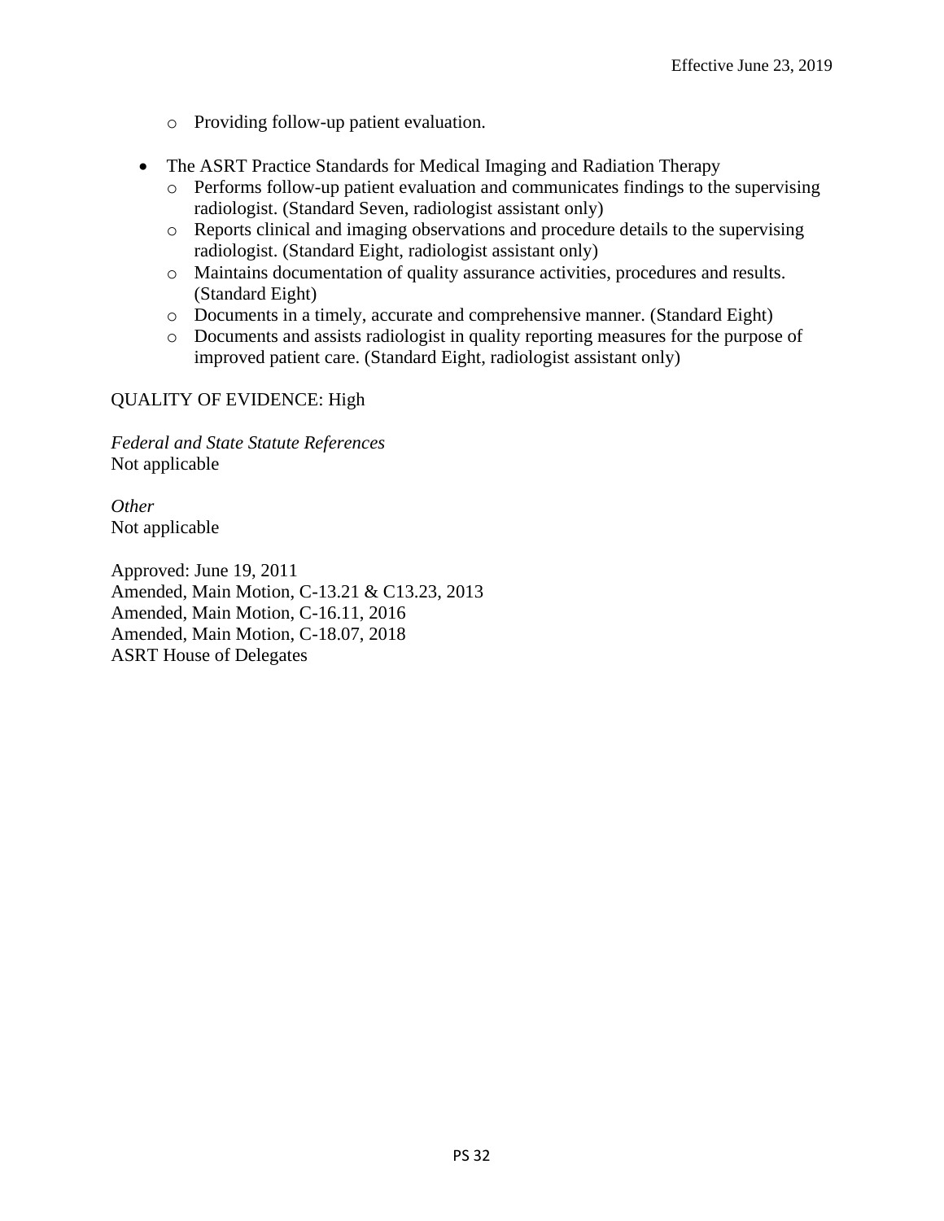- Providing follow-up patient evaluation.

- The ASRT Practice Standards for Medical Imaging and Radiation Therapy
  - Performs follow-up patient evaluation and communicates findings to the supervising radiologist. (Standard Seven, radiologist assistant only)
  - Reports clinical and imaging observations and procedure details to the supervising radiologist. (Standard Eight, radiologist assistant only)
  - Maintains documentation of quality assurance activities, procedures and results. (Standard Eight)
  - Documents in a timely, accurate and comprehensive manner. (Standard Eight)
  - Documents and assists radiologist in quality reporting measures for the purpose of improved patient care. (Standard Eight, radiologist assistant only)

QUALITY OF EVIDENCE: High

*Federal and State Statute References*
Not applicable

*Other*
Not applicable

Approved: June 19, 2011
Amended, Main Motion, C-13.21 & C13.23, 2013
Amended, Main Motion, C-16.11, 2016
Amended, Main Motion, C-18.07, 2018
ASRT House of Delegates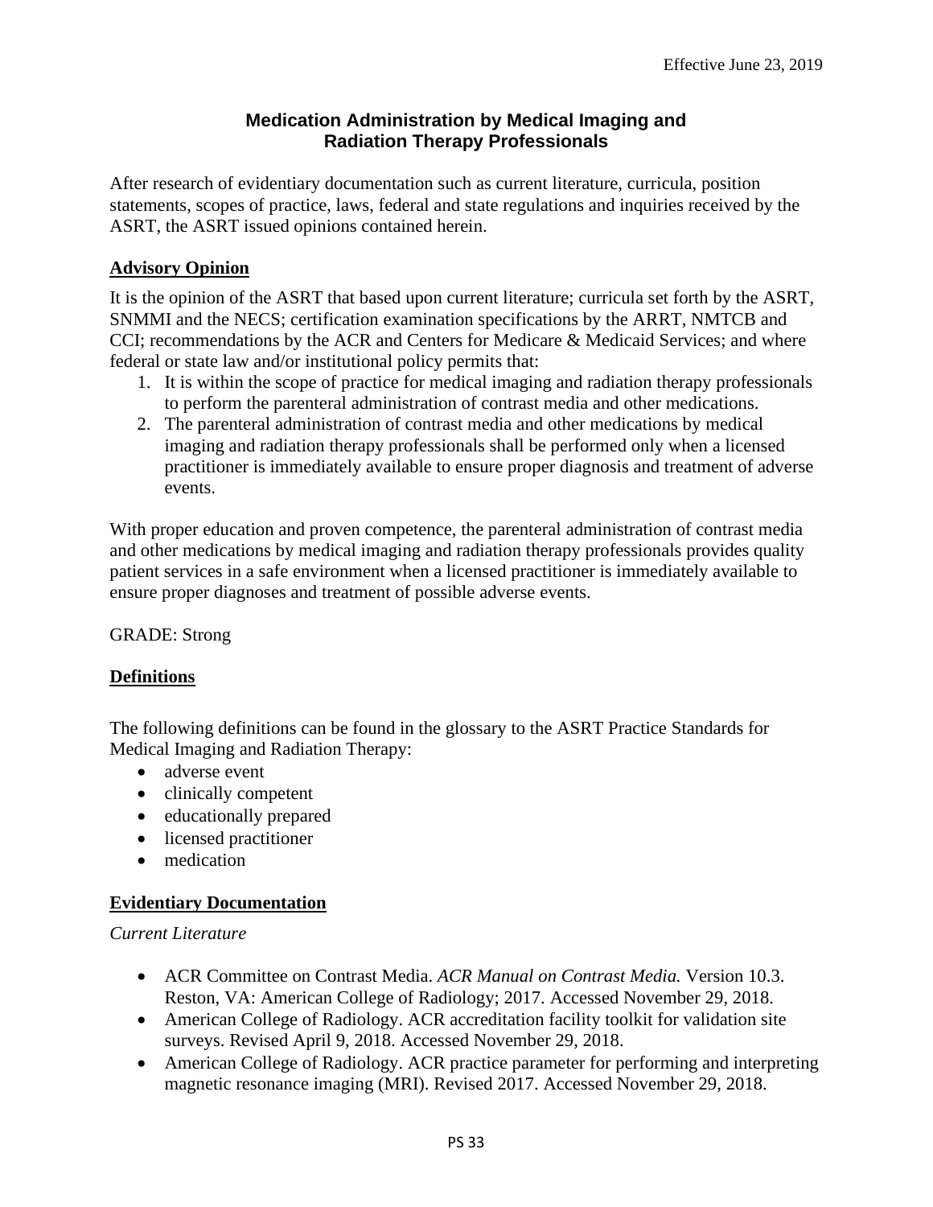Effective June 23, 2019

## Medication Administration by Medical Imaging and Radiation Therapy Professionals

After research of evidentiary documentation such as current literature, curricula, position statements, scopes of practice, laws, federal and state regulations and inquiries received by the ASRT, the ASRT issued opinions contained herein.

### Advisory Opinion

It is the opinion of the ASRT that based upon current literature; curricula set forth by the ASRT, SNMMI and the NECS; certification examination specifications by the ARRT, NMTCB and CCI; recommendations by the ACR and Centers for Medicare & Medicaid Services; and where federal or state law and/or institutional policy permits that:

1. It is within the scope of practice for medical imaging and radiation therapy professionals to perform the parenteral administration of contrast media and other medications.
2. The parenteral administration of contrast media and other medications by medical imaging and radiation therapy professionals shall be performed only when a licensed practitioner is immediately available to ensure proper diagnosis and treatment of adverse events.

With proper education and proven competence, the parenteral administration of contrast media and other medications by medical imaging and radiation therapy professionals provides quality patient services in a safe environment when a licensed practitioner is immediately available to ensure proper diagnoses and treatment of possible adverse events.

GRADE: Strong

### Definitions

The following definitions can be found in the glossary to the ASRT Practice Standards for Medical Imaging and Radiation Therapy:

- adverse event
- clinically competent
- educationally prepared
- licensed practitioner
- medication

### Evidentiary Documentation

*Current Literature*

- ACR Committee on Contrast Media. *ACR Manual on Contrast Media.* Version 10.3. Reston, VA: American College of Radiology; 2017. Accessed November 29, 2018.
- American College of Radiology. ACR accreditation facility toolkit for validation site surveys. Revised April 9, 2018. Accessed November 29, 2018.
- American College of Radiology. ACR practice parameter for performing and interpreting magnetic resonance imaging (MRI). Revised 2017. Accessed November 29, 2018.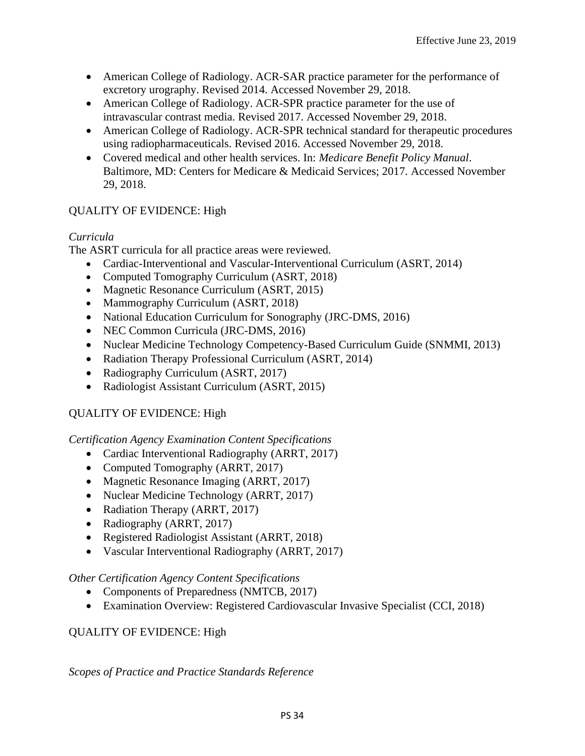- American College of Radiology. ACR-SAR practice parameter for the performance of excretory urography. Revised 2014. Accessed November 29, 2018.
- American College of Radiology. ACR-SPR practice parameter for the use of intravascular contrast media. Revised 2017. Accessed November 29, 2018.
- American College of Radiology. ACR-SPR technical standard for therapeutic procedures using radiopharmaceuticals. Revised 2016. Accessed November 29, 2018.
- Covered medical and other health services. In: *Medicare Benefit Policy Manual*. Baltimore, MD: Centers for Medicare & Medicaid Services; 2017. Accessed November 29, 2018.

QUALITY OF EVIDENCE: High

*Curricula*

The ASRT curricula for all practice areas were reviewed.

- Cardiac-Interventional and Vascular-Interventional Curriculum (ASRT, 2014)
- Computed Tomography Curriculum (ASRT, 2018)
- Magnetic Resonance Curriculum (ASRT, 2015)
- Mammography Curriculum (ASRT, 2018)
- National Education Curriculum for Sonography (JRC-DMS, 2016)
- NEC Common Curricula (JRC-DMS, 2016)
- Nuclear Medicine Technology Competency-Based Curriculum Guide (SNMMI, 2013)
- Radiation Therapy Professional Curriculum (ASRT, 2014)
- Radiography Curriculum (ASRT, 2017)
- Radiologist Assistant Curriculum (ASRT, 2015)

QUALITY OF EVIDENCE: High

*Certification Agency Examination Content Specifications*

- Cardiac Interventional Radiography (ARRT, 2017)
- Computed Tomography (ARRT, 2017)
- Magnetic Resonance Imaging (ARRT, 2017)
- Nuclear Medicine Technology (ARRT, 2017)
- Radiation Therapy (ARRT, 2017)
- Radiography (ARRT, 2017)
- Registered Radiologist Assistant (ARRT, 2018)
- Vascular Interventional Radiography (ARRT, 2017)

*Other Certification Agency Content Specifications*

- Components of Preparedness (NMTCB, 2017)
- Examination Overview: Registered Cardiovascular Invasive Specialist (CCI, 2018)

QUALITY OF EVIDENCE: High

*Scopes of Practice and Practice Standards Reference*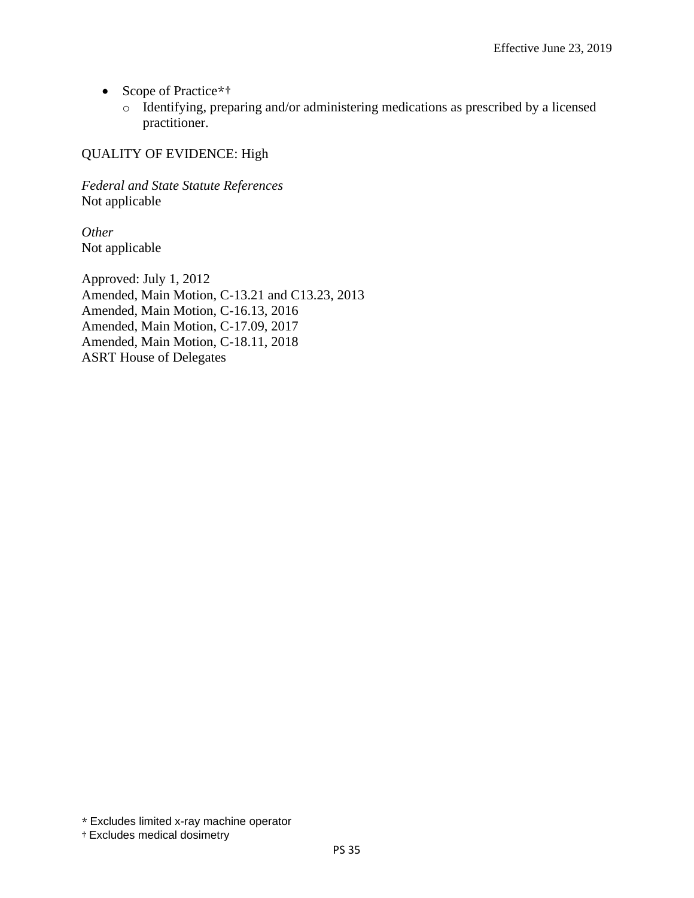- Scope of Practice*†
    - Identifying, preparing and/or administering medications as prescribed by a licensed practitioner.

QUALITY OF EVIDENCE: High

*Federal and State Statute References*
Not applicable

*Other*
Not applicable

Approved: July 1, 2012
Amended, Main Motion, C-13.21 and C13.23, 2013
Amended, Main Motion, C-16.13, 2016
Amended, Main Motion, C-17.09, 2017
Amended, Main Motion, C-18.11, 2018
ASRT House of Delegates

\* Excludes limited x-ray machine operator
† Excludes medical dosimetry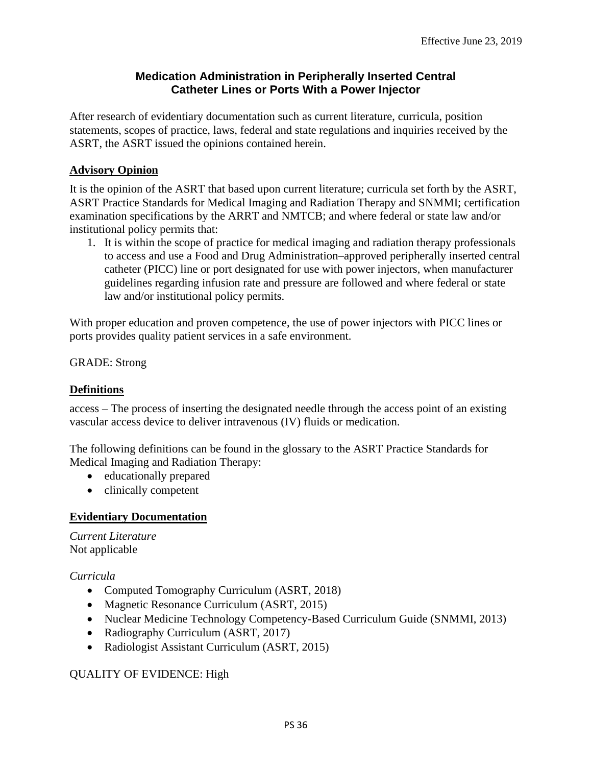Effective June 23, 2019

# Medication Administration in Peripherally Inserted Central Catheter Lines or Ports With a Power Injector

After research of evidentiary documentation such as current literature, curricula, position statements, scopes of practice, laws, federal and state regulations and inquiries received by the ASRT, the ASRT issued the opinions contained herein.

## Advisory Opinion

It is the opinion of the ASRT that based upon current literature; curricula set forth by the ASRT, ASRT Practice Standards for Medical Imaging and Radiation Therapy and SNMMI; certification examination specifications by the ARRT and NMTCB; and where federal or state law and/or institutional policy permits that:

1. It is within the scope of practice for medical imaging and radiation therapy professionals to access and use a Food and Drug Administration–approved peripherally inserted central catheter (PICC) line or port designated for use with power injectors, when manufacturer guidelines regarding infusion rate and pressure are followed and where federal or state law and/or institutional policy permits.

With proper education and proven competence, the use of power injectors with PICC lines or ports provides quality patient services in a safe environment.

GRADE: Strong

## Definitions

access – The process of inserting the designated needle through the access point of an existing vascular access device to deliver intravenous (IV) fluids or medication.

The following definitions can be found in the glossary to the ASRT Practice Standards for Medical Imaging and Radiation Therapy:

- educationally prepared
- clinically competent

## Evidentiary Documentation

*Current Literature*
Not applicable

*Curricula*

- Computed Tomography Curriculum (ASRT, 2018)
- Magnetic Resonance Curriculum (ASRT, 2015)
- Nuclear Medicine Technology Competency-Based Curriculum Guide (SNMMI, 2013)
- Radiography Curriculum (ASRT, 2017)
- Radiologist Assistant Curriculum (ASRT, 2015)

QUALITY OF EVIDENCE: High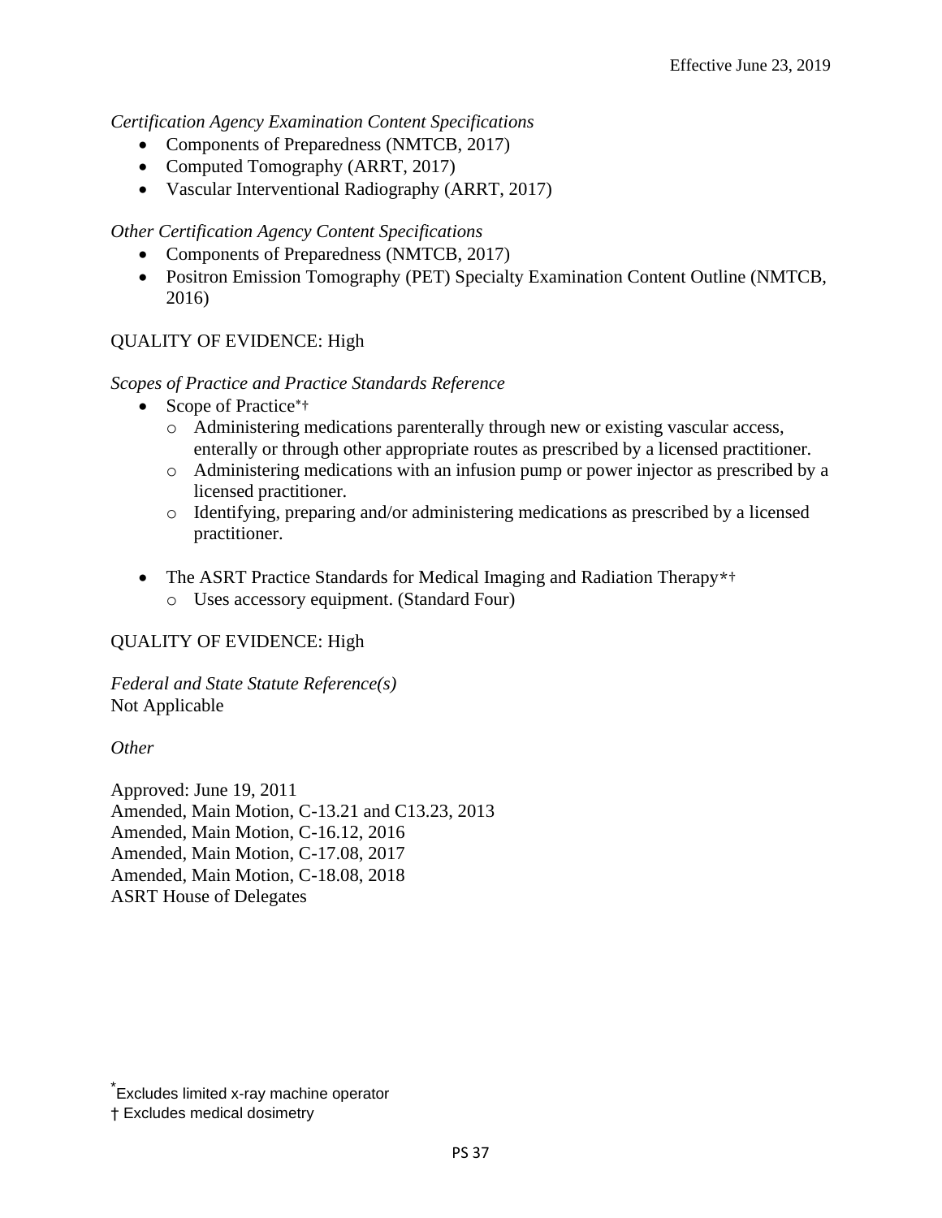*Certification Agency Examination Content Specifications*

- Components of Preparedness (NMTCB, 2017)
- Computed Tomography (ARRT, 2017)
- Vascular Interventional Radiography (ARRT, 2017)

*Other Certification Agency Content Specifications*

- Components of Preparedness (NMTCB, 2017)
- Positron Emission Tomography (PET) Specialty Examination Content Outline (NMTCB, 2016)

QUALITY OF EVIDENCE: High

*Scopes of Practice and Practice Standards Reference*

- Scope of Practice*†
  - Administering medications parenterally through new or existing vascular access, enterally or through other appropriate routes as prescribed by a licensed practitioner.
  - Administering medications with an infusion pump or power injector as prescribed by a licensed practitioner.
  - Identifying, preparing and/or administering medications as prescribed by a licensed practitioner.

- The ASRT Practice Standards for Medical Imaging and Radiation Therapy*†
  - Uses accessory equipment. (Standard Four)

QUALITY OF EVIDENCE: High

*Federal and State Statute Reference(s)*
Not Applicable

*Other*

Approved: June 19, 2011
Amended, Main Motion, C-13.21 and C13.23, 2013
Amended, Main Motion, C-16.12, 2016
Amended, Main Motion, C-17.08, 2017
Amended, Main Motion, C-18.08, 2018
ASRT House of Delegates

* Excludes limited x-ray machine operator
† Excludes medical dosimetry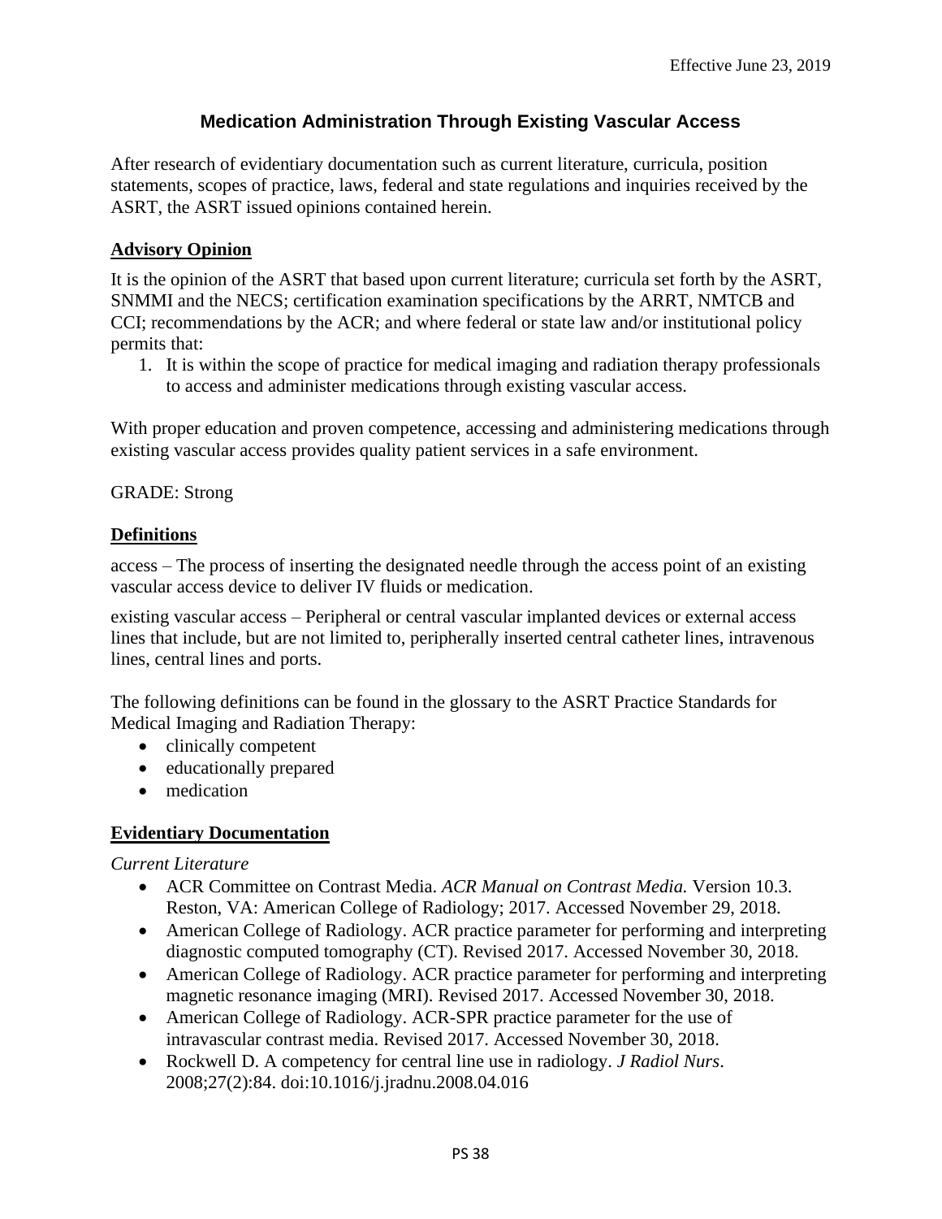Effective June 23, 2019

# Medication Administration Through Existing Vascular Access

After research of evidentiary documentation such as current literature, curricula, position statements, scopes of practice, laws, federal and state regulations and inquiries received by the ASRT, the ASRT issued opinions contained herein.

## Advisory Opinion

It is the opinion of the ASRT that based upon current literature; curricula set forth by the ASRT, SNMMI and the NECS; certification examination specifications by the ARRT, NMTCB and CCI; recommendations by the ACR; and where federal or state law and/or institutional policy permits that:

1. It is within the scope of practice for medical imaging and radiation therapy professionals to access and administer medications through existing vascular access.

With proper education and proven competence, accessing and administering medications through existing vascular access provides quality patient services in a safe environment.

GRADE: Strong

## Definitions

access – The process of inserting the designated needle through the access point of an existing vascular access device to deliver IV fluids or medication.

existing vascular access – Peripheral or central vascular implanted devices or external access lines that include, but are not limited to, peripherally inserted central catheter lines, intravenous lines, central lines and ports.

The following definitions can be found in the glossary to the ASRT Practice Standards for Medical Imaging and Radiation Therapy:

- clinically competent
- educationally prepared
- medication

## Evidentiary Documentation

*Current Literature*

- ACR Committee on Contrast Media. *ACR Manual on Contrast Media.* Version 10.3. Reston, VA: American College of Radiology; 2017. Accessed November 29, 2018.
- American College of Radiology. ACR practice parameter for performing and interpreting diagnostic computed tomography (CT). Revised 2017. Accessed November 30, 2018.
- American College of Radiology. ACR practice parameter for performing and interpreting magnetic resonance imaging (MRI). Revised 2017. Accessed November 30, 2018.
- American College of Radiology. ACR-SPR practice parameter for the use of intravascular contrast media. Revised 2017. Accessed November 30, 2018.
- Rockwell D. A competency for central line use in radiology. *J Radiol Nurs*. 2008;27(2):84. doi:10.1016/j.jradnu.2008.04.016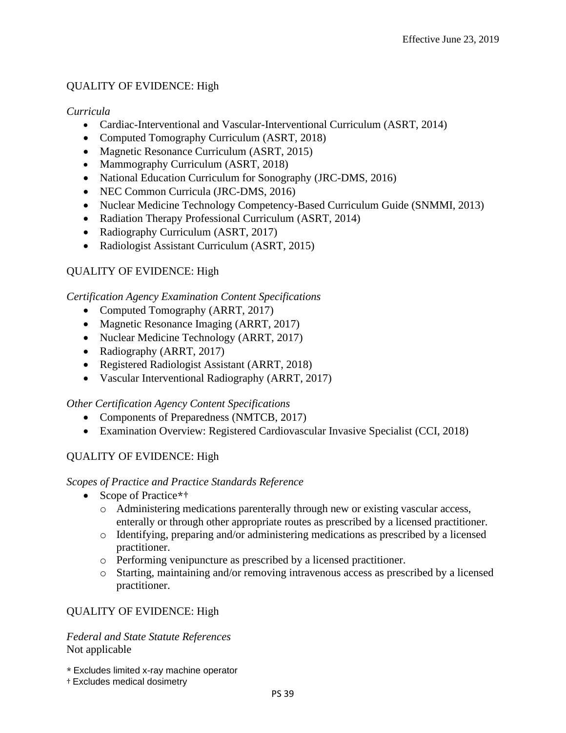QUALITY OF EVIDENCE: High

*Curricula*

- Cardiac-Interventional and Vascular-Interventional Curriculum (ASRT, 2014)
- Computed Tomography Curriculum (ASRT, 2018)
- Magnetic Resonance Curriculum (ASRT, 2015)
- Mammography Curriculum (ASRT, 2018)
- National Education Curriculum for Sonography (JRC-DMS, 2016)
- NEC Common Curricula (JRC-DMS, 2016)
- Nuclear Medicine Technology Competency-Based Curriculum Guide (SNMMI, 2013)
- Radiation Therapy Professional Curriculum (ASRT, 2014)
- Radiography Curriculum (ASRT, 2017)
- Radiologist Assistant Curriculum (ASRT, 2015)

QUALITY OF EVIDENCE: High

*Certification Agency Examination Content Specifications*

- Computed Tomography (ARRT, 2017)
- Magnetic Resonance Imaging (ARRT, 2017)
- Nuclear Medicine Technology (ARRT, 2017)
- Radiography (ARRT, 2017)
- Registered Radiologist Assistant (ARRT, 2018)
- Vascular Interventional Radiography (ARRT, 2017)

*Other Certification Agency Content Specifications*

- Components of Preparedness (NMTCB, 2017)
- Examination Overview: Registered Cardiovascular Invasive Specialist (CCI, 2018)

QUALITY OF EVIDENCE: High

*Scopes of Practice and Practice Standards Reference*

- Scope of Practice*†
  - Administering medications parenterally through new or existing vascular access, enterally or through other appropriate routes as prescribed by a licensed practitioner.
  - Identifying, preparing and/or administering medications as prescribed by a licensed practitioner.
  - Performing venipuncture as prescribed by a licensed practitioner.
  - Starting, maintaining and/or removing intravenous access as prescribed by a licensed practitioner.

QUALITY OF EVIDENCE: High

*Federal and State Statute References*
Not applicable

\* Excludes limited x-ray machine operator
† Excludes medical dosimetry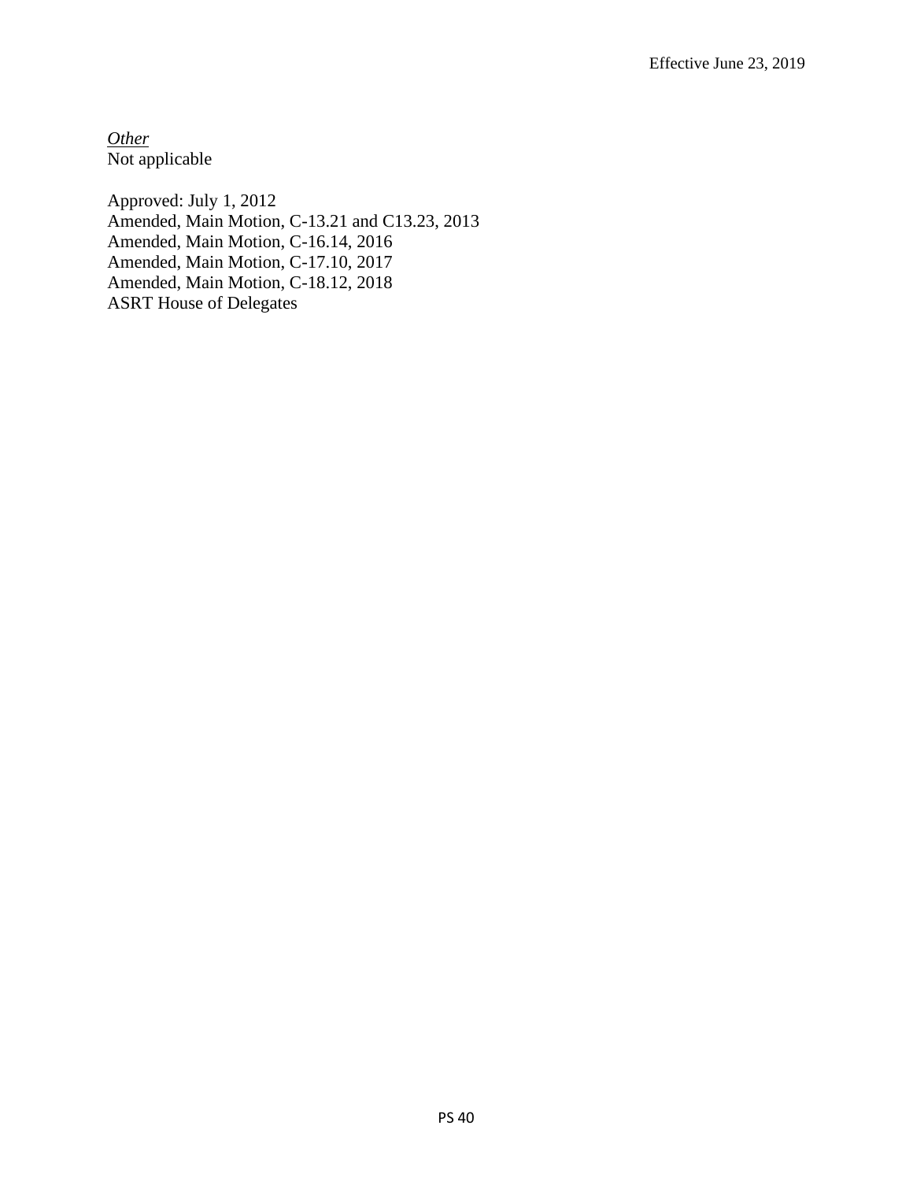*Other*
Not applicable

Approved: July 1, 2012
Amended, Main Motion, C-13.21 and C13.23, 2013
Amended, Main Motion, C-16.14, 2016
Amended, Main Motion, C-17.10, 2017
Amended, Main Motion, C-18.12, 2018
ASRT House of Delegates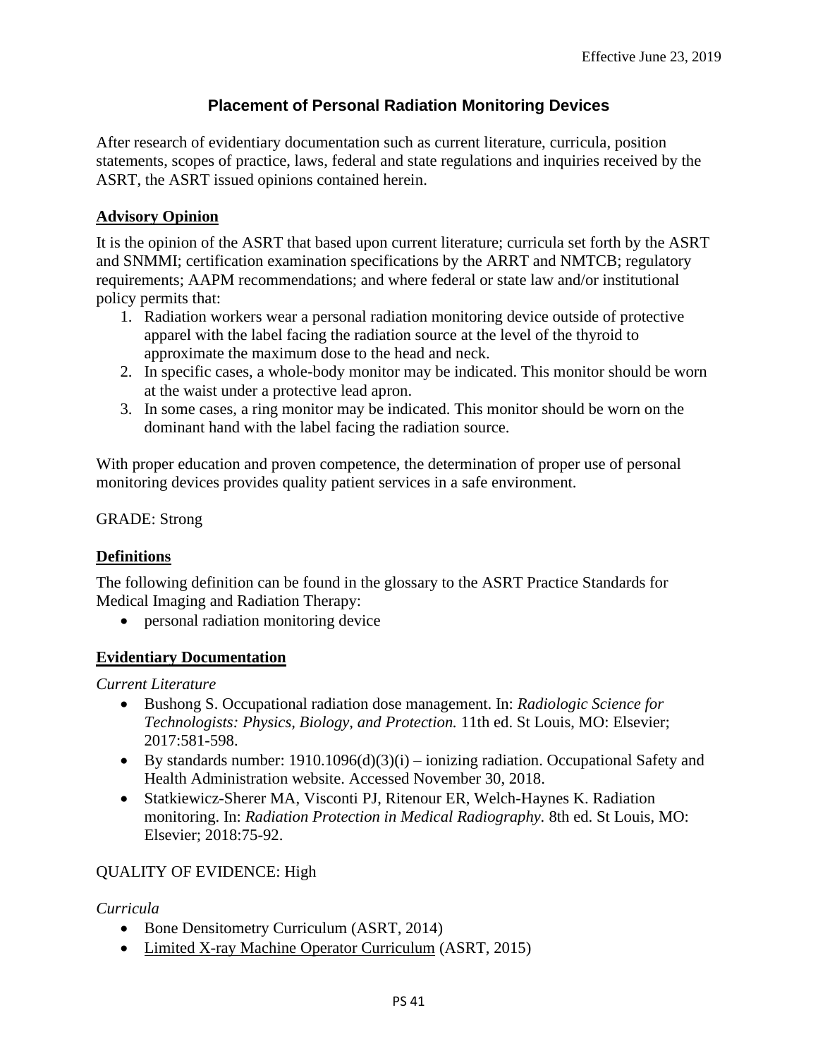Effective June 23, 2019

## Placement of Personal Radiation Monitoring Devices

After research of evidentiary documentation such as current literature, curricula, position statements, scopes of practice, laws, federal and state regulations and inquiries received by the ASRT, the ASRT issued opinions contained herein.

### Advisory Opinion

It is the opinion of the ASRT that based upon current literature; curricula set forth by the ASRT and SNMMI; certification examination specifications by the ARRT and NMTCB; regulatory requirements; AAPM recommendations; and where federal or state law and/or institutional policy permits that:

1. Radiation workers wear a personal radiation monitoring device outside of protective apparel with the label facing the radiation source at the level of the thyroid to approximate the maximum dose to the head and neck.
2. In specific cases, a whole-body monitor may be indicated. This monitor should be worn at the waist under a protective lead apron.
3. In some cases, a ring monitor may be indicated. This monitor should be worn on the dominant hand with the label facing the radiation source.

With proper education and proven competence, the determination of proper use of personal monitoring devices provides quality patient services in a safe environment.

GRADE: Strong

### Definitions

The following definition can be found in the glossary to the ASRT Practice Standards for Medical Imaging and Radiation Therapy:

- personal radiation monitoring device

### Evidentiary Documentation

*Current Literature*

- Bushong S. Occupational radiation dose management. In: *Radiologic Science for Technologists: Physics, Biology, and Protection.* 11th ed. St Louis, MO: Elsevier; 2017:581-598.
- By standards number: 1910.1096(d)(3)(i) – ionizing radiation. Occupational Safety and Health Administration website. Accessed November 30, 2018.
- Statkiewicz-Sherer MA, Visconti PJ, Ritenour ER, Welch-Haynes K. Radiation monitoring. In: *Radiation Protection in Medical Radiography.* 8th ed. St Louis, MO: Elsevier; 2018:75-92.

QUALITY OF EVIDENCE: High

*Curricula*

- Bone Densitometry Curriculum (ASRT, 2014)
- Limited X-ray Machine Operator Curriculum (ASRT, 2015)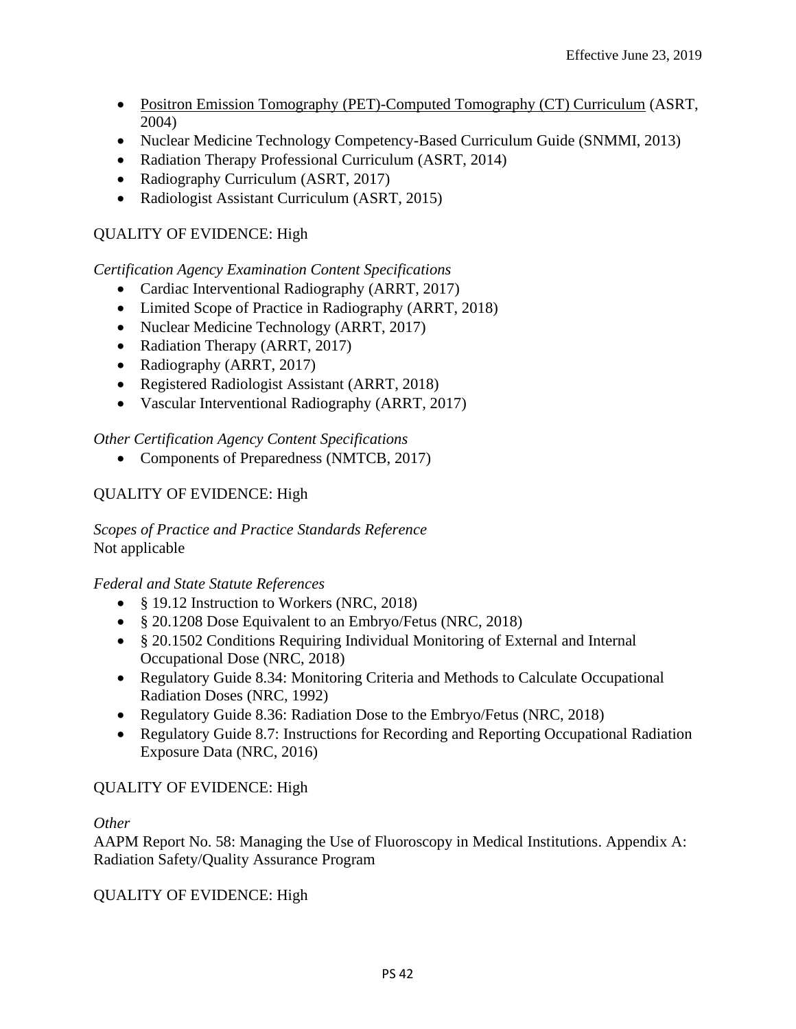- Positron Emission Tomography (PET)-Computed Tomography (CT) Curriculum (ASRT, 2004)
- Nuclear Medicine Technology Competency-Based Curriculum Guide (SNMMI, 2013)
- Radiation Therapy Professional Curriculum (ASRT, 2014)
- Radiography Curriculum (ASRT, 2017)
- Radiologist Assistant Curriculum (ASRT, 2015)

QUALITY OF EVIDENCE: High

*Certification Agency Examination Content Specifications*

- Cardiac Interventional Radiography (ARRT, 2017)
- Limited Scope of Practice in Radiography (ARRT, 2018)
- Nuclear Medicine Technology (ARRT, 2017)
- Radiation Therapy (ARRT, 2017)
- Radiography (ARRT, 2017)
- Registered Radiologist Assistant (ARRT, 2018)
- Vascular Interventional Radiography (ARRT, 2017)

*Other Certification Agency Content Specifications*

- Components of Preparedness (NMTCB, 2017)

QUALITY OF EVIDENCE: High

*Scopes of Practice and Practice Standards Reference*
Not applicable

*Federal and State Statute References*

- § 19.12 Instruction to Workers (NRC, 2018)
- § 20.1208 Dose Equivalent to an Embryo/Fetus (NRC, 2018)
- § 20.1502 Conditions Requiring Individual Monitoring of External and Internal Occupational Dose (NRC, 2018)
- Regulatory Guide 8.34: Monitoring Criteria and Methods to Calculate Occupational Radiation Doses (NRC, 1992)
- Regulatory Guide 8.36: Radiation Dose to the Embryo/Fetus (NRC, 2018)
- Regulatory Guide 8.7: Instructions for Recording and Reporting Occupational Radiation Exposure Data (NRC, 2016)

QUALITY OF EVIDENCE: High

*Other*
AAPM Report No. 58: Managing the Use of Fluoroscopy in Medical Institutions. Appendix A: Radiation Safety/Quality Assurance Program

QUALITY OF EVIDENCE: High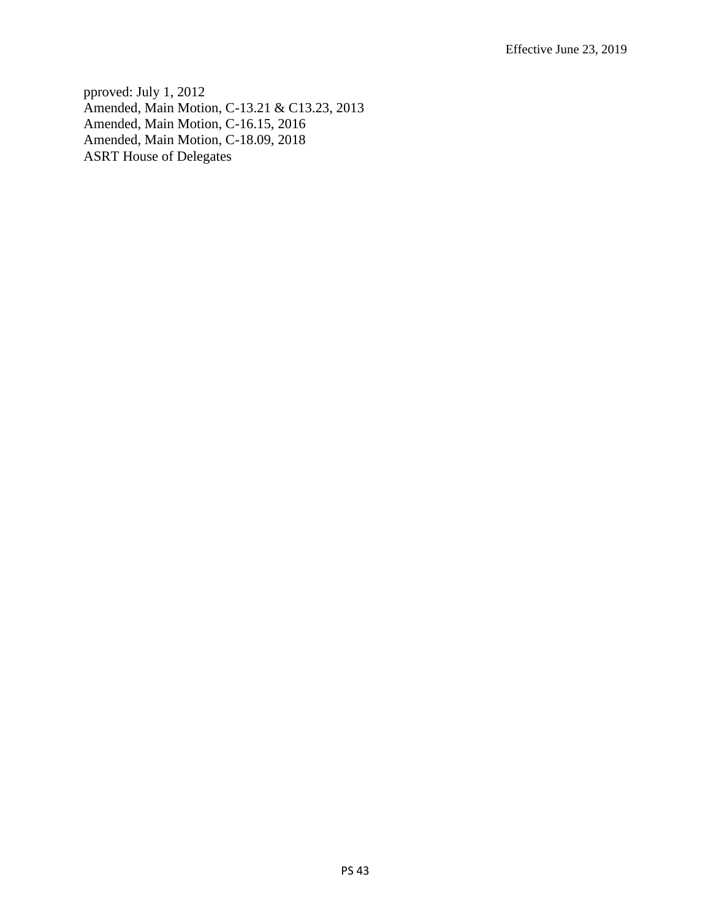pproved: July 1, 2012
Amended, Main Motion, C-13.21 & C13.23, 2013
Amended, Main Motion, C-16.15, 2016
Amended, Main Motion, C-18.09, 2018
ASRT House of Delegates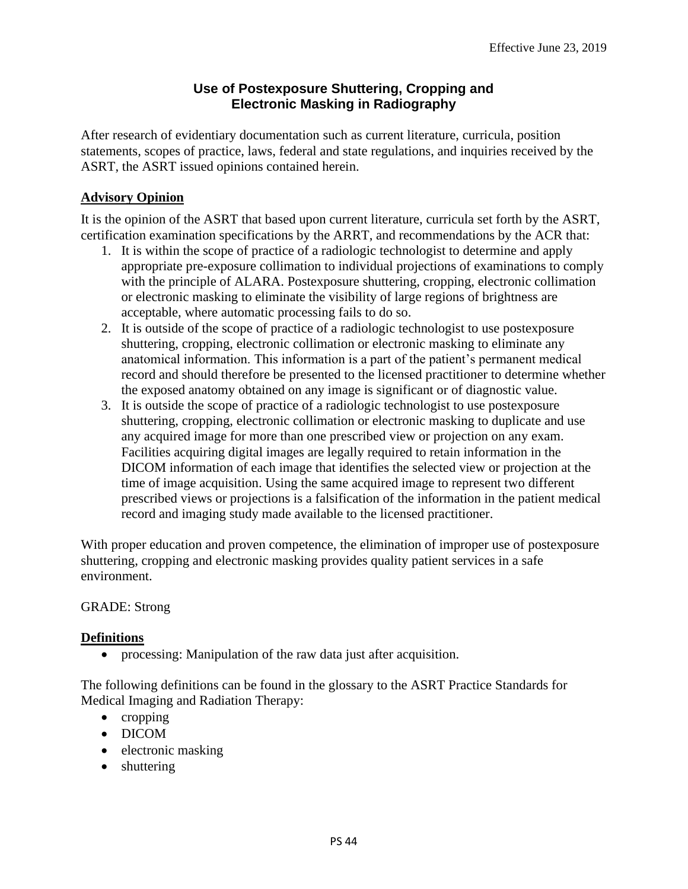Effective June 23, 2019

## Use of Postexposure Shuttering, Cropping and Electronic Masking in Radiography

After research of evidentiary documentation such as current literature, curricula, position statements, scopes of practice, laws, federal and state regulations, and inquiries received by the ASRT, the ASRT issued opinions contained herein.

### Advisory Opinion

It is the opinion of the ASRT that based upon current literature, curricula set forth by the ASRT, certification examination specifications by the ARRT, and recommendations by the ACR that:

1. It is within the scope of practice of a radiologic technologist to determine and apply appropriate pre-exposure collimation to individual projections of examinations to comply with the principle of ALARA. Postexposure shuttering, cropping, electronic collimation or electronic masking to eliminate the visibility of large regions of brightness are acceptable, where automatic processing fails to do so.
2. It is outside of the scope of practice of a radiologic technologist to use postexposure shuttering, cropping, electronic collimation or electronic masking to eliminate any anatomical information. This information is a part of the patient's permanent medical record and should therefore be presented to the licensed practitioner to determine whether the exposed anatomy obtained on any image is significant or of diagnostic value.
3. It is outside the scope of practice of a radiologic technologist to use postexposure shuttering, cropping, electronic collimation or electronic masking to duplicate and use any acquired image for more than one prescribed view or projection on any exam. Facilities acquiring digital images are legally required to retain information in the DICOM information of each image that identifies the selected view or projection at the time of image acquisition. Using the same acquired image to represent two different prescribed views or projections is a falsification of the information in the patient medical record and imaging study made available to the licensed practitioner.

With proper education and proven competence, the elimination of improper use of postexposure shuttering, cropping and electronic masking provides quality patient services in a safe environment.

GRADE: Strong

### Definitions

- processing: Manipulation of the raw data just after acquisition.

The following definitions can be found in the glossary to the ASRT Practice Standards for Medical Imaging and Radiation Therapy:

- cropping
- DICOM
- electronic masking
- shuttering

PS 44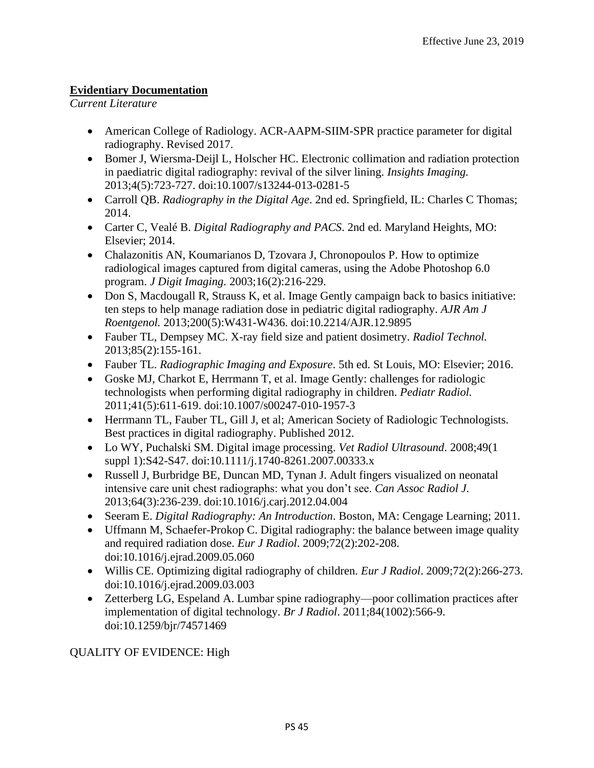**Evidentiary Documentation**

*Current Literature*

- American College of Radiology. ACR-AAPM-SIIM-SPR practice parameter for digital radiography. Revised 2017.
- Bomer J, Wiersma-Deijl L, Holscher HC. Electronic collimation and radiation protection in paediatric digital radiography: revival of the silver lining. *Insights Imaging.* 2013;4(5):723-727. doi:10.1007/s13244-013-0281-5
- Carroll QB. *Radiography in the Digital Age*. 2nd ed. Springfield, IL: Charles C Thomas; 2014.
- Carter C, Vealé B. *Digital Radiography and PACS*. 2nd ed. Maryland Heights, MO: Elsevier; 2014.
- Chalazonitis AN, Koumarianos D, Tzovara J, Chronopoulos P. How to optimize radiological images captured from digital cameras, using the Adobe Photoshop 6.0 program. *J Digit Imaging.* 2003;16(2):216-229.
- Don S, Macdougall R, Strauss K, et al. Image Gently campaign back to basics initiative: ten steps to help manage radiation dose in pediatric digital radiography. *AJR Am J Roentgenol.* 2013;200(5):W431-W436. doi:10.2214/AJR.12.9895
- Fauber TL, Dempsey MC. X-ray field size and patient dosimetry. *Radiol Technol.* 2013;85(2):155-161.
- Fauber TL. *Radiographic Imaging and Exposure*. 5th ed. St Louis, MO: Elsevier; 2016.
- Goske MJ, Charkot E, Herrmann T, et al. Image Gently: challenges for radiologic technologists when performing digital radiography in children. *Pediatr Radiol.* 2011;41(5):611-619. doi:10.1007/s00247-010-1957-3
- Herrmann TL, Fauber TL, Gill J, et al; American Society of Radiologic Technologists. Best practices in digital radiography. Published 2012.
- Lo WY, Puchalski SM. Digital image processing. *Vet Radiol Ultrasound*. 2008;49(1 suppl 1):S42-S47. doi:10.1111/j.1740-8261.2007.00333.x
- Russell J, Burbridge BE, Duncan MD, Tynan J. Adult fingers visualized on neonatal intensive care unit chest radiographs: what you don't see. *Can Assoc Radiol J.* 2013;64(3):236-239. doi:10.1016/j.carj.2012.04.004
- Seeram E. *Digital Radiography: An Introduction*. Boston, MA: Cengage Learning; 2011.
- Uffmann M, Schaefer-Prokop C. Digital radiography: the balance between image quality and required radiation dose. *Eur J Radiol*. 2009;72(2):202-208. doi:10.1016/j.ejrad.2009.05.060
- Willis CE. Optimizing digital radiography of children. *Eur J Radiol*. 2009;72(2):266-273. doi:10.1016/j.ejrad.2009.03.003
- Zetterberg LG, Espeland A. Lumbar spine radiography—poor collimation practices after implementation of digital technology. *Br J Radiol*. 2011;84(1002):566-9. doi:10.1259/bjr/74571469

QUALITY OF EVIDENCE: High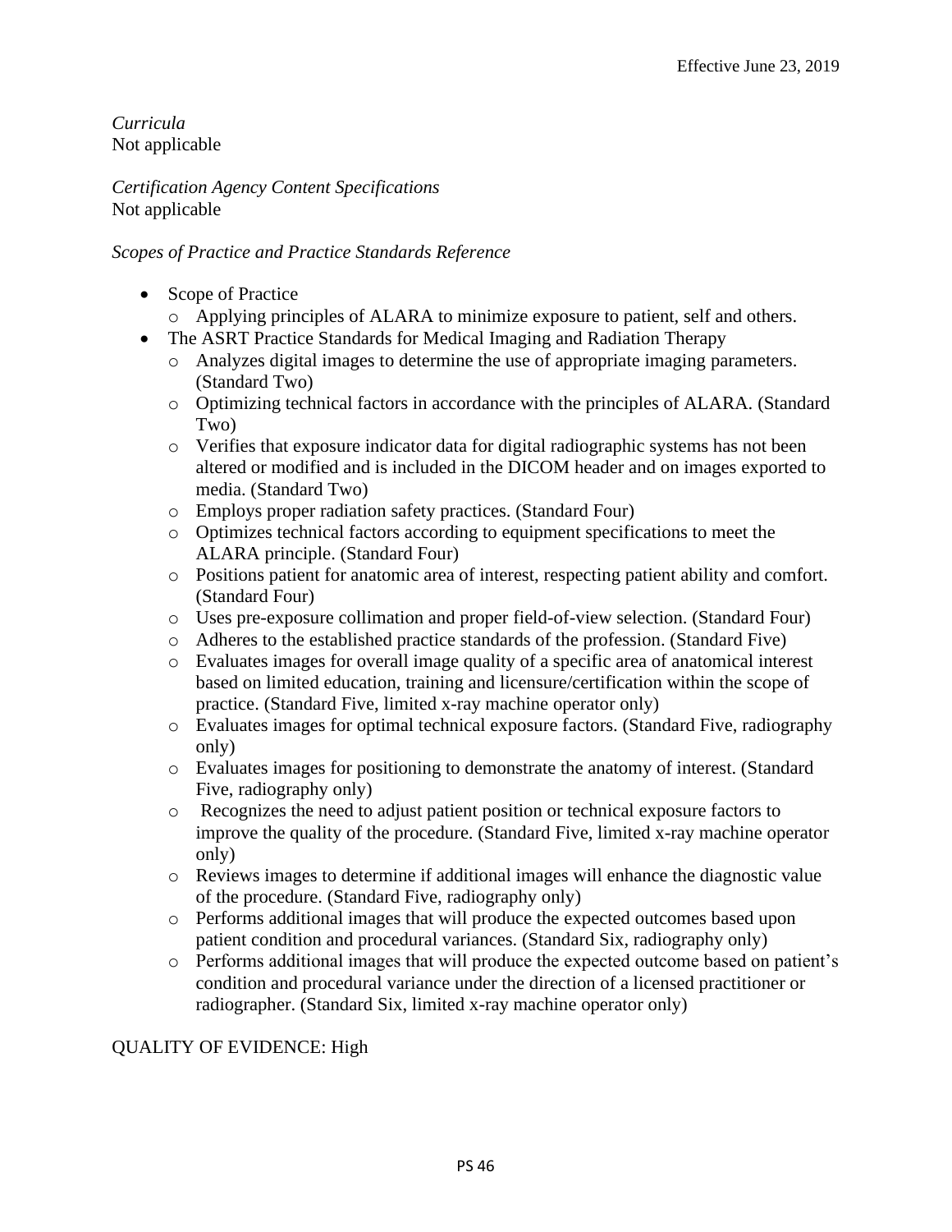*Curricula*
Not applicable

*Certification Agency Content Specifications*
Not applicable

*Scopes of Practice and Practice Standards Reference*

- Scope of Practice
  - Applying principles of ALARA to minimize exposure to patient, self and others.
- The ASRT Practice Standards for Medical Imaging and Radiation Therapy
  - Analyzes digital images to determine the use of appropriate imaging parameters. (Standard Two)
  - Optimizing technical factors in accordance with the principles of ALARA. (Standard Two)
  - Verifies that exposure indicator data for digital radiographic systems has not been altered or modified and is included in the DICOM header and on images exported to media. (Standard Two)
  - Employs proper radiation safety practices. (Standard Four)
  - Optimizes technical factors according to equipment specifications to meet the ALARA principle. (Standard Four)
  - Positions patient for anatomic area of interest, respecting patient ability and comfort. (Standard Four)
  - Uses pre-exposure collimation and proper field-of-view selection. (Standard Four)
  - Adheres to the established practice standards of the profession. (Standard Five)
  - Evaluates images for overall image quality of a specific area of anatomical interest based on limited education, training and licensure/certification within the scope of practice. (Standard Five, limited x-ray machine operator only)
  - Evaluates images for optimal technical exposure factors. (Standard Five, radiography only)
  - Evaluates images for positioning to demonstrate the anatomy of interest. (Standard Five, radiography only)
  - Recognizes the need to adjust patient position or technical exposure factors to improve the quality of the procedure. (Standard Five, limited x-ray machine operator only)
  - Reviews images to determine if additional images will enhance the diagnostic value of the procedure. (Standard Five, radiography only)
  - Performs additional images that will produce the expected outcomes based upon patient condition and procedural variances. (Standard Six, radiography only)
  - Performs additional images that will produce the expected outcome based on patient's condition and procedural variance under the direction of a licensed practitioner or radiographer. (Standard Six, limited x-ray machine operator only)

QUALITY OF EVIDENCE: High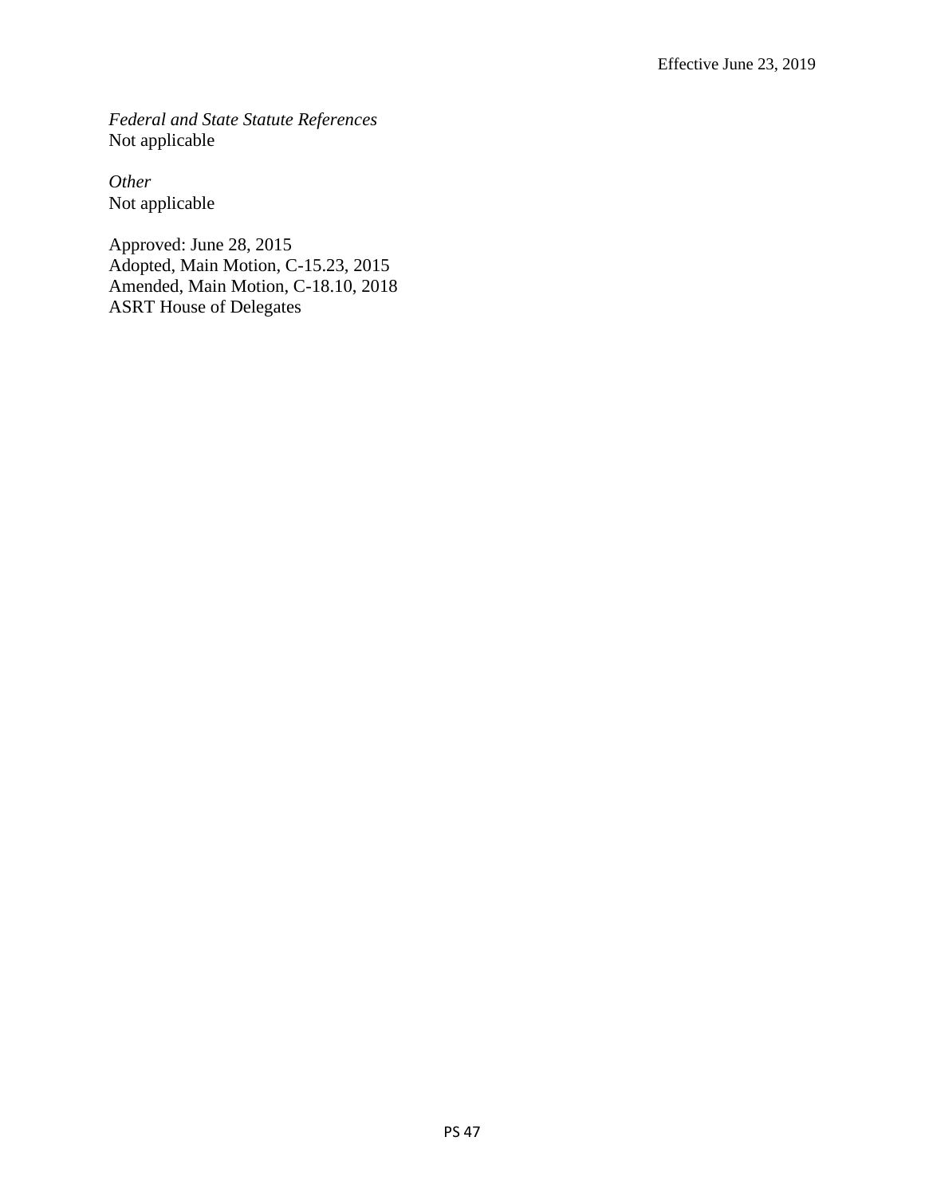*Federal and State Statute References*
Not applicable

*Other*
Not applicable

Approved: June 28, 2015
Adopted, Main Motion, C-15.23, 2015
Amended, Main Motion, C-18.10, 2018
ASRT House of Delegates